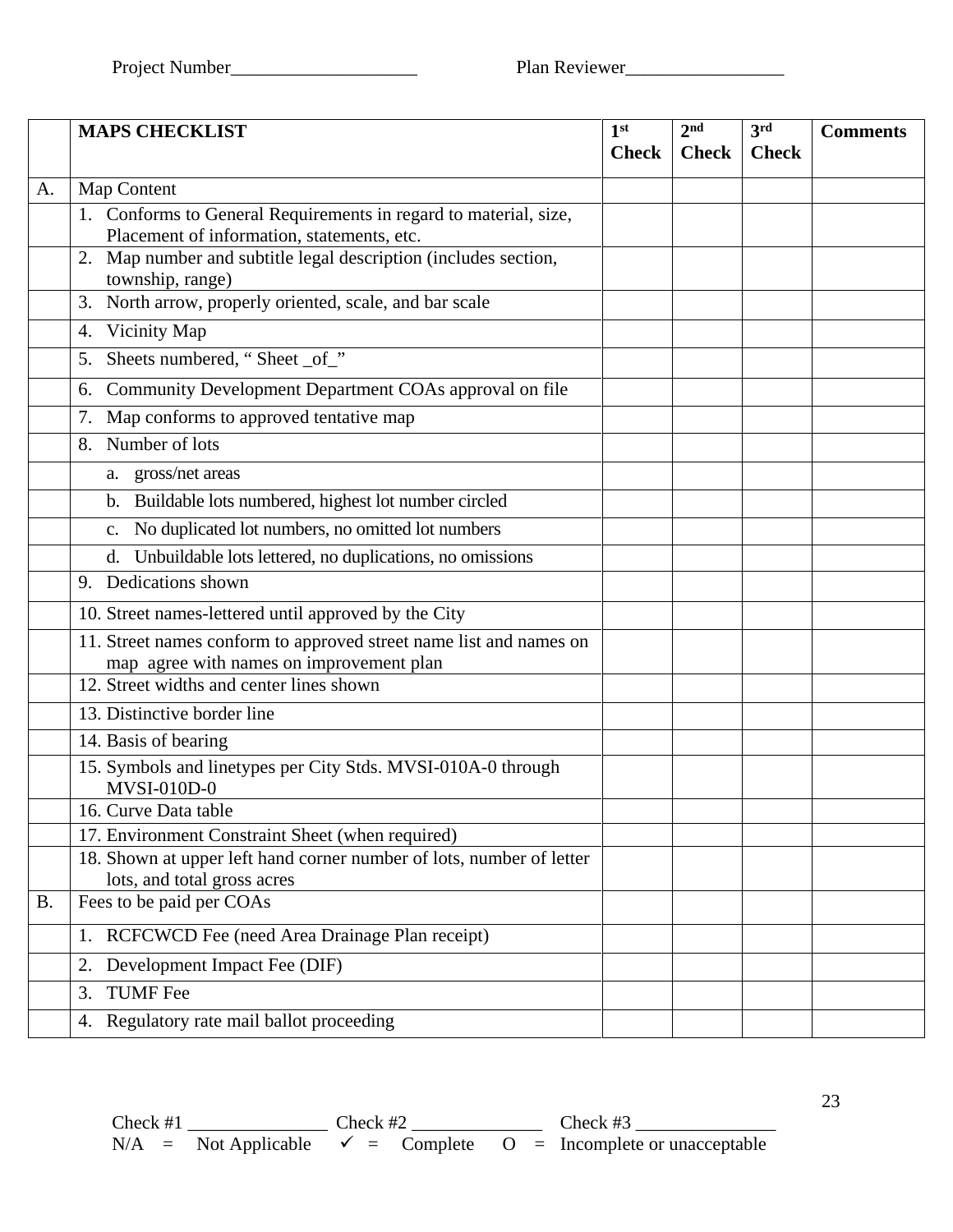Project Number____________________ Plan Reviewer_________________

| | MAPS CHECKLIST | 1st Check | 2nd Check | 3rd Check | Comments |
|---|---|---|---|---|---|
| A. | Map Content | | | | |
| | 1. Conforms to General Requirements in regard to material, size, Placement of information, statements, etc. | | | | |
| | 2. Map number and subtitle legal description (includes section, township, range) | | | | |
| | 3. North arrow, properly oriented, scale, and bar scale | | | | |
| | 4. Vicinity Map | | | | |
| | 5. Sheets numbered, " Sheet _of_" | | | | |
| | 6. Community Development Department COAs approval on file | | | | |
| | 7. Map conforms to approved tentative map | | | | |
| | 8. Number of lots | | | | |
| | a. gross/net areas | | | | |
| | b. Buildable lots numbered, highest lot number circled | | | | |
| | c. No duplicated lot numbers, no omitted lot numbers | | | | |
| | d. Unbuildable lots lettered, no duplications, no omissions | | | | |
| | 9. Dedications shown | | | | |
| | 10. Street names-lettered until approved by the City | | | | |
| | 11. Street names conform to approved street name list and names on map agree with names on improvement plan | | | | |
| | 12. Street widths and center lines shown | | | | |
| | 13. Distinctive border line | | | | |
| | 14. Basis of bearing | | | | |
| | 15. Symbols and linetypes per City Stds. MVSI-010A-0 through MVSI-010D-0 | | | | |
| | 16. Curve Data table | | | | |
| | 17. Environment Constraint Sheet (when required) | | | | |
| | 18. Shown at upper left hand corner number of lots, number of letter lots, and total gross acres | | | | |
| B. | Fees to be paid per COAs | | | | |
| | 1. RCFCWCD Fee (need Area Drainage Plan receipt) | | | | |
| | 2. Development Impact Fee (DIF) | | | | |
| | 3. TUMF Fee | | | | |
| | 4. Regulatory rate mail ballot proceeding | | | | |

Check #1 _______________ Check #2 ______________ Check #3 _______________

N/A = Not Applicable ✓ = Complete O = Incomplete or unacceptable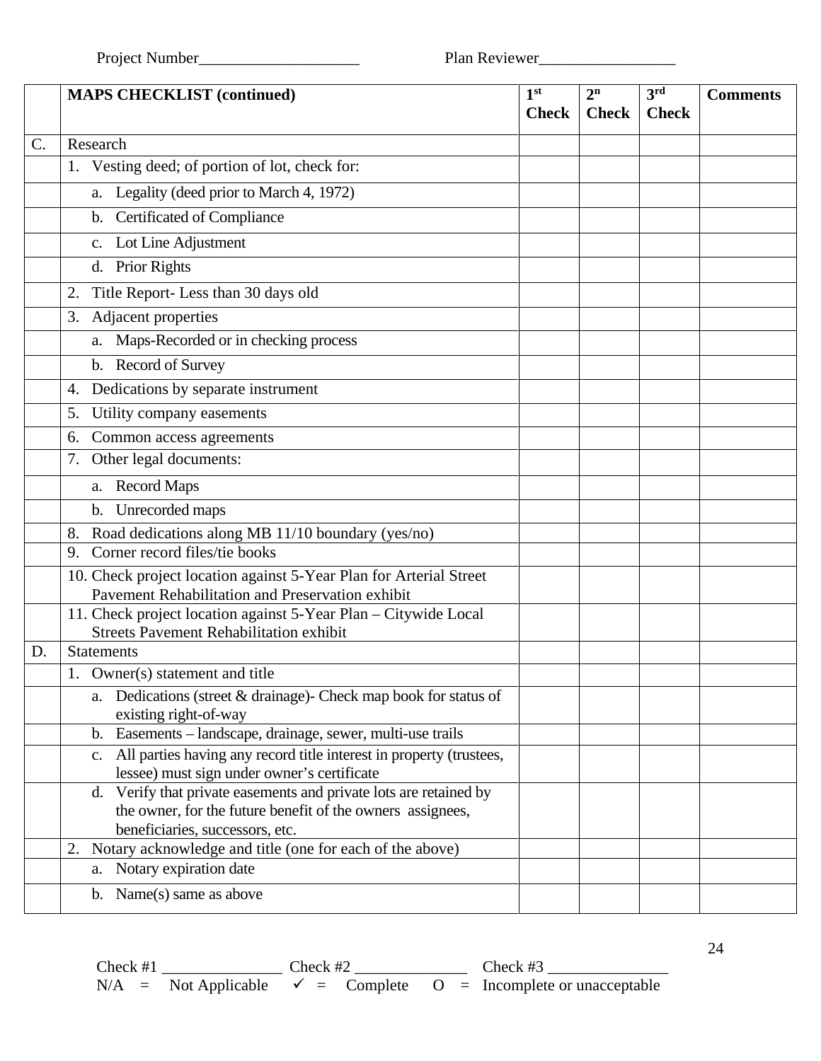Project Number____________________ Plan Reviewer_________________

| | MAPS CHECKLIST (continued) | 1st Check | 2n Check | 3rd Check | Comments |
|---|---|---|---|---|---|
| C. | Research | | | | |
| | 1. Vesting deed; of portion of lot, check for: | | | | |
| | a. Legality (deed prior to March 4, 1972) | | | | |
| | b. Certificated of Compliance | | | | |
| | c. Lot Line Adjustment | | | | |
| | d. Prior Rights | | | | |
| | 2. Title Report- Less than 30 days old | | | | |
| | 3. Adjacent properties | | | | |
| | a. Maps-Recorded or in checking process | | | | |
| | b. Record of Survey | | | | |
| | 4. Dedications by separate instrument | | | | |
| | 5. Utility company easements | | | | |
| | 6. Common access agreements | | | | |
| | 7. Other legal documents: | | | | |
| | a. Record Maps | | | | |
| | b. Unrecorded maps | | | | |
| | 8. Road dedications along MB 11/10 boundary (yes/no) | | | | |
| | 9. Corner record files/tie books | | | | |
| | 10. Check project location against 5-Year Plan for Arterial Street Pavement Rehabilitation and Preservation exhibit | | | | |
| | 11. Check project location against 5-Year Plan – Citywide Local Streets Pavement Rehabilitation exhibit | | | | |
| D. | Statements | | | | |
| | 1. Owner(s) statement and title | | | | |
| | a. Dedications (street & drainage)- Check map book for status of existing right-of-way | | | | |
| | b. Easements – landscape, drainage, sewer, multi-use trails | | | | |
| | c. All parties having any record title interest in property (trustees, lessee) must sign under owner's certificate | | | | |
| | d. Verify that private easements and private lots are retained by the owner, for the future benefit of the owners assignees, beneficiaries, successors, etc. | | | | |
| | 2. Notary acknowledge and title (one for each of the above) | | | | |
| | a. Notary expiration date | | | | |
| | b. Name(s) same as above | | | | |

Check #1 _______________ Check #2 ______________ Check #3 _______________

N/A = Not Applicable ✓ = Complete O = Incomplete or unacceptable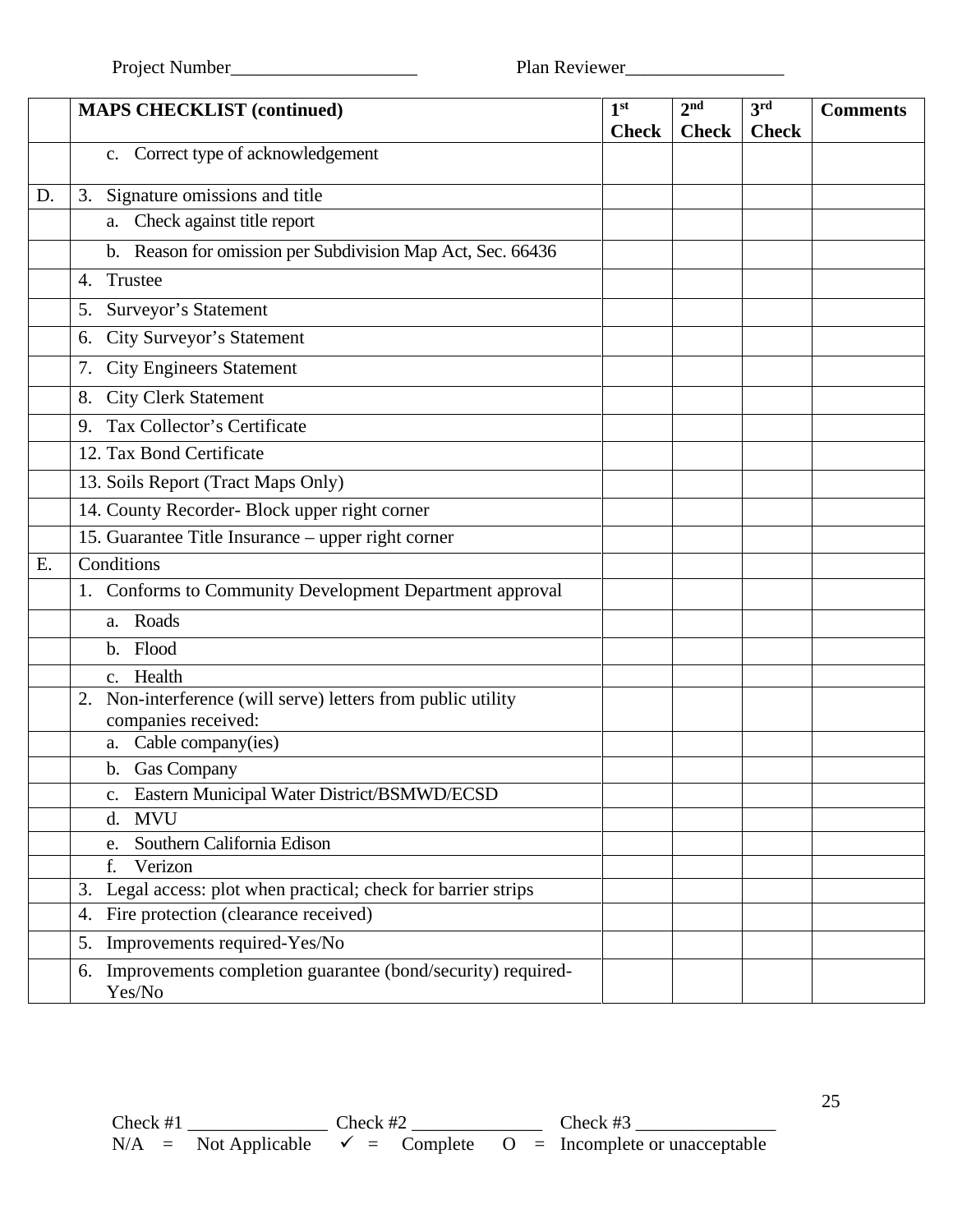Project Number____________________ Plan Reviewer_________________

| | MAPS CHECKLIST (continued) | 1st Check | 2nd Check | 3rd Check | Comments |
|---|---|---|---|---|---|
| | c. Correct type of acknowledgement | | | | |
| D. | 3. Signature omissions and title | | | | |
| | a. Check against title report | | | | |
| | b. Reason for omission per Subdivision Map Act, Sec. 66436 | | | | |
| | 4. Trustee | | | | |
| | 5. Surveyor's Statement | | | | |
| | 6. City Surveyor's Statement | | | | |
| | 7. City Engineers Statement | | | | |
| | 8. City Clerk Statement | | | | |
| | 9. Tax Collector's Certificate | | | | |
| | 12. Tax Bond Certificate | | | | |
| | 13. Soils Report (Tract Maps Only) | | | | |
| | 14. County Recorder- Block upper right corner | | | | |
| | 15. Guarantee Title Insurance – upper right corner | | | | |
| E. | Conditions | | | | |
| | 1. Conforms to Community Development Department approval | | | | |
| | a. Roads | | | | |
| | b. Flood | | | | |
| | c. Health | | | | |
| | 2. Non-interference (will serve) letters from public utility companies received: | | | | |
| | a. Cable company(ies) | | | | |
| | b. Gas Company | | | | |
| | c. Eastern Municipal Water District/BSMWD/ECSD | | | | |
| | d. MVU | | | | |
| | e. Southern California Edison | | | | |
| | f. Verizon | | | | |
| | 3. Legal access: plot when practical; check for barrier strips | | | | |
| | 4. Fire protection (clearance received) | | | | |
| | 5. Improvements required-Yes/No | | | | |
| | 6. Improvements completion guarantee (bond/security) required-Yes/No | | | | |

Check #1 _______________ Check #2 ______________ Check #3 _______________

N/A = Not Applicable ✓ = Complete O = Incomplete or unacceptable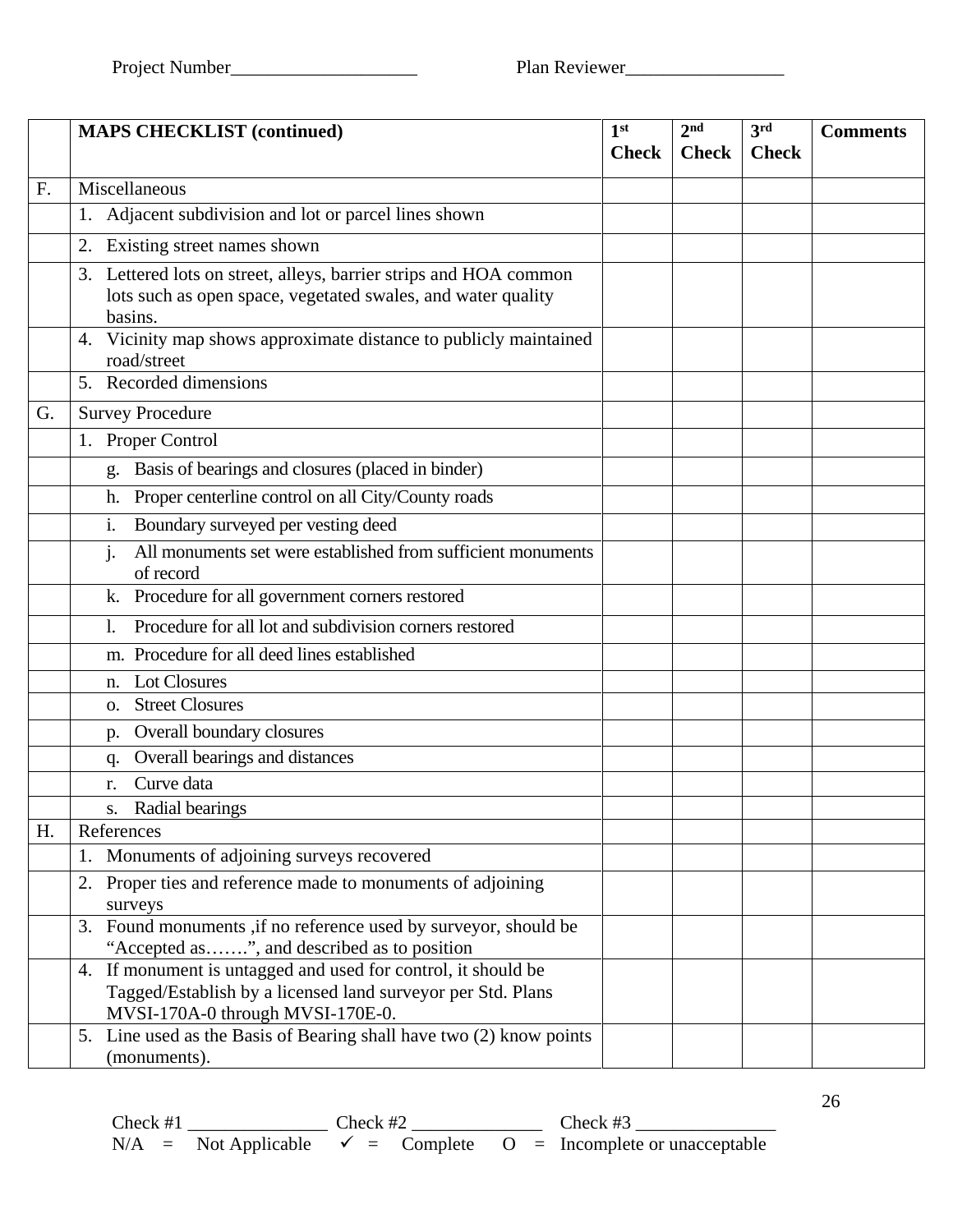Project Number____________________ Plan Reviewer_________________

| | MAPS CHECKLIST (continued) | 1st Check | 2nd Check | 3rd Check | Comments |
|---|---|---|---|---|---|
| F. | Miscellaneous | | | | |
| | 1. Adjacent subdivision and lot or parcel lines shown | | | | |
| | 2. Existing street names shown | | | | |
| | 3. Lettered lots on street, alleys, barrier strips and HOA common lots such as open space, vegetated swales, and water quality basins. | | | | |
| | 4. Vicinity map shows approximate distance to publicly maintained road/street | | | | |
| | 5. Recorded dimensions | | | | |
| G. | Survey Procedure | | | | |
| | 1. Proper Control | | | | |
| | g. Basis of bearings and closures (placed in binder) | | | | |
| | h. Proper centerline control on all City/County roads | | | | |
| | i. Boundary surveyed per vesting deed | | | | |
| | j. All monuments set were established from sufficient monuments of record | | | | |
| | k. Procedure for all government corners restored | | | | |
| | l. Procedure for all lot and subdivision corners restored | | | | |
| | m. Procedure for all deed lines established | | | | |
| | n. Lot Closures | | | | |
| | o. Street Closures | | | | |
| | p. Overall boundary closures | | | | |
| | q. Overall bearings and distances | | | | |
| | r. Curve data | | | | |
| | s. Radial bearings | | | | |
| H. | References | | | | |
| | 1. Monuments of adjoining surveys recovered | | | | |
| | 2. Proper ties and reference made to monuments of adjoining surveys | | | | |
| | 3. Found monuments ,if no reference used by surveyor, should be "Accepted as…….", and described as to position | | | | |
| | 4. If monument is untagged and used for control, it should be Tagged/Establish by a licensed land surveyor per Std. Plans MVSI-170A-0 through MVSI-170E-0. | | | | |
| | 5. Line used as the Basis of Bearing shall have two (2) know points (monuments). | | | | |

Check #1 _______________ Check #2 ______________ Check #3 _______________

N/A = Not Applicable ✓ = Complete O = Incomplete or unacceptable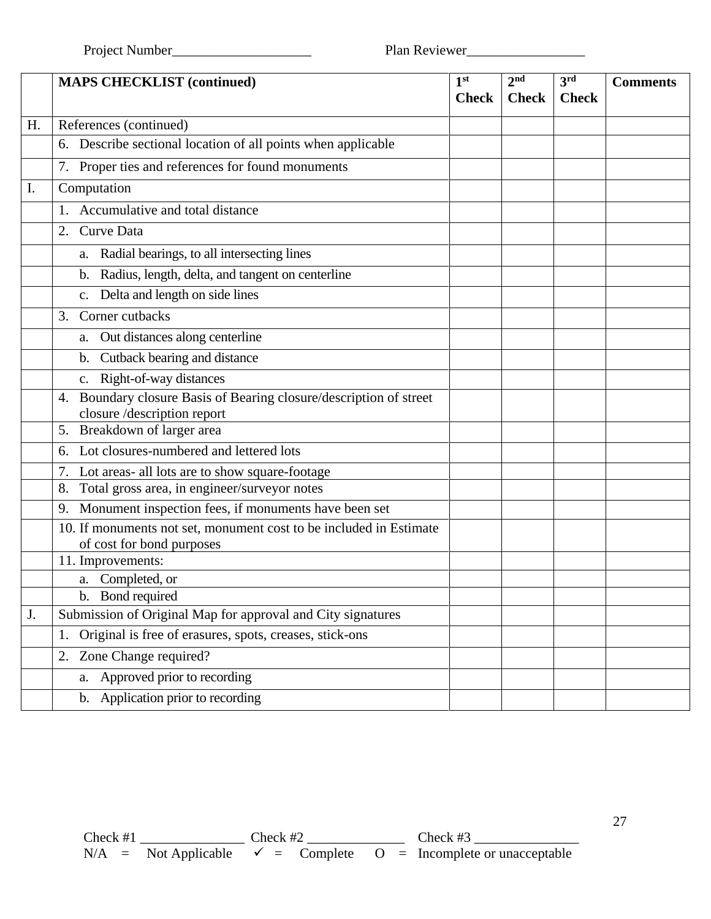Project Number____________________ Plan Reviewer_________________

| | MAPS CHECKLIST (continued) | 1st Check | 2nd Check | 3rd Check | Comments |
|---|---|---|---|---|---|
| H. | References (continued) | | | | |
| | 6. Describe sectional location of all points when applicable | | | | |
| | 7. Proper ties and references for found monuments | | | | |
| I. | Computation | | | | |
| | 1. Accumulative and total distance | | | | |
| | 2. Curve Data | | | | |
| | a. Radial bearings, to all intersecting lines | | | | |
| | b. Radius, length, delta, and tangent on centerline | | | | |
| | c. Delta and length on side lines | | | | |
| | 3. Corner cutbacks | | | | |
| | a. Out distances along centerline | | | | |
| | b. Cutback bearing and distance | | | | |
| | c. Right-of-way distances | | | | |
| | 4. Boundary closure Basis of Bearing closure/description of street closure /description report | | | | |
| | 5. Breakdown of larger area | | | | |
| | 6. Lot closures-numbered and lettered lots | | | | |
| | 7. Lot areas- all lots are to show square-footage | | | | |
| | 8. Total gross area, in engineer/surveyor notes | | | | |
| | 9. Monument inspection fees, if monuments have been set | | | | |
| | 10. If monuments not set, monument cost to be included in Estimate of cost for bond purposes | | | | |
| | 11. Improvements: | | | | |
| | a. Completed, or | | | | |
| | b. Bond required | | | | |
| J. | Submission of Original Map for approval and City signatures | | | | |
| | 1. Original is free of erasures, spots, creases, stick-ons | | | | |
| | 2. Zone Change required? | | | | |
| | a. Approved prior to recording | | | | |
| | b. Application prior to recording | | | | |

Check #1 _______________ Check #2 ______________ Check #3 _______________

N/A = Not Applicable ✓ = Complete O = Incomplete or unacceptable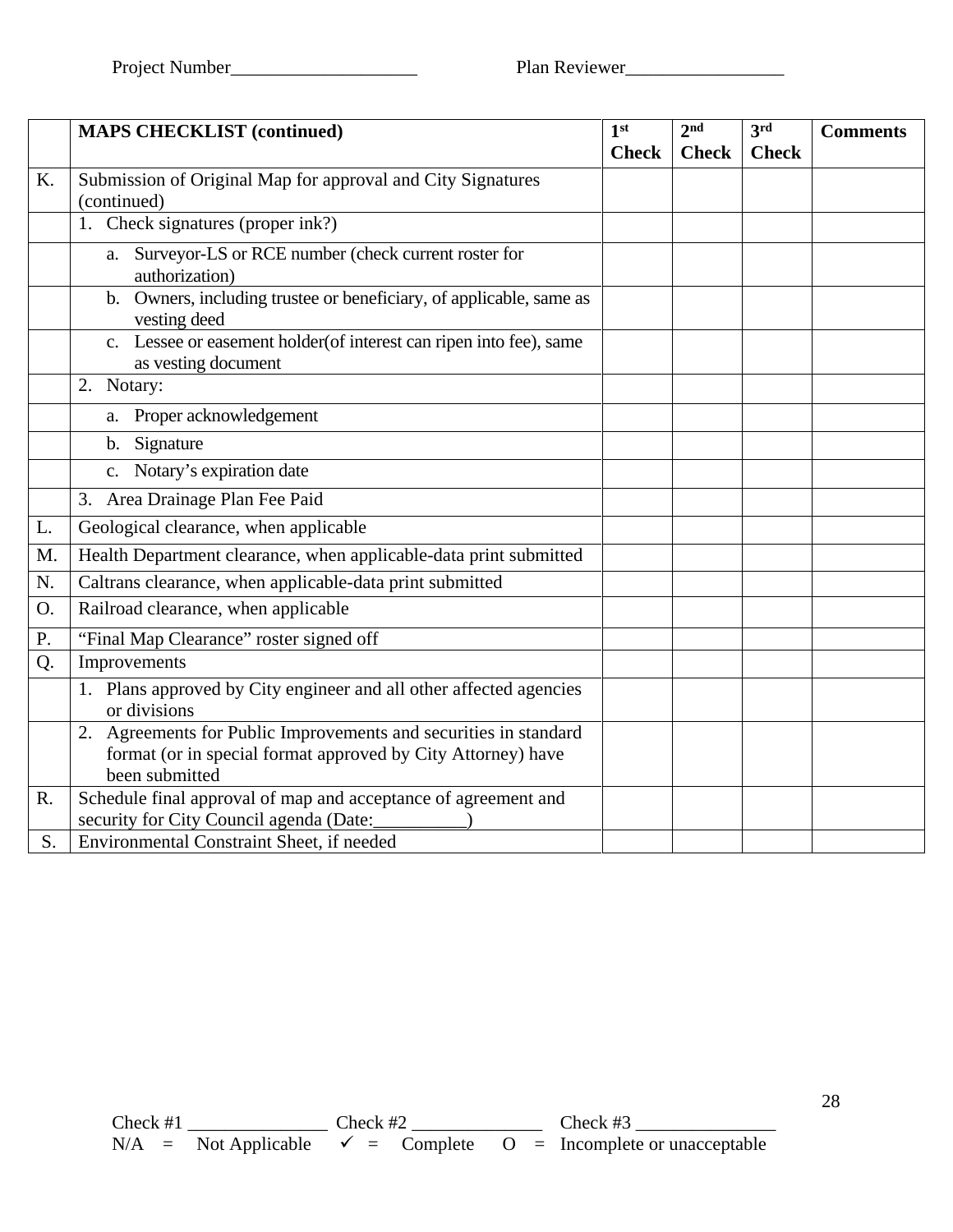Project Number____________________ Plan Reviewer_________________

| | MAPS CHECKLIST (continued) | 1st Check | 2nd Check | 3rd Check | Comments |
|---|---|---|---|---|---|
| K. | Submission of Original Map for approval and City Signatures (continued) | | | | |
| | 1. Check signatures (proper ink?) | | | | |
| | a. Surveyor-LS or RCE number (check current roster for authorization) | | | | |
| | b. Owners, including trustee or beneficiary, of applicable, same as vesting deed | | | | |
| | c. Lessee or easement holder(of interest can ripen into fee), same as vesting document | | | | |
| | 2. Notary: | | | | |
| | a. Proper acknowledgement | | | | |
| | b. Signature | | | | |
| | c. Notary's expiration date | | | | |
| | 3. Area Drainage Plan Fee Paid | | | | |
| L. | Geological clearance, when applicable | | | | |
| M. | Health Department clearance, when applicable-data print submitted | | | | |
| N. | Caltrans clearance, when applicable-data print submitted | | | | |
| O. | Railroad clearance, when applicable | | | | |
| P. | "Final Map Clearance" roster signed off | | | | |
| Q. | Improvements | | | | |
| | 1. Plans approved by City engineer and all other affected agencies or divisions | | | | |
| | 2. Agreements for Public Improvements and securities in standard format (or in special format approved by City Attorney) have been submitted | | | | |
| R. | Schedule final approval of map and acceptance of agreement and security for City Council agenda (Date:__________) | | | | |
| S. | Environmental Constraint Sheet, if needed | | | | |

Check #1 _______________ Check #2 ______________ Check #3 _______________

N/A = Not Applicable ✓ = Complete O = Incomplete or unacceptable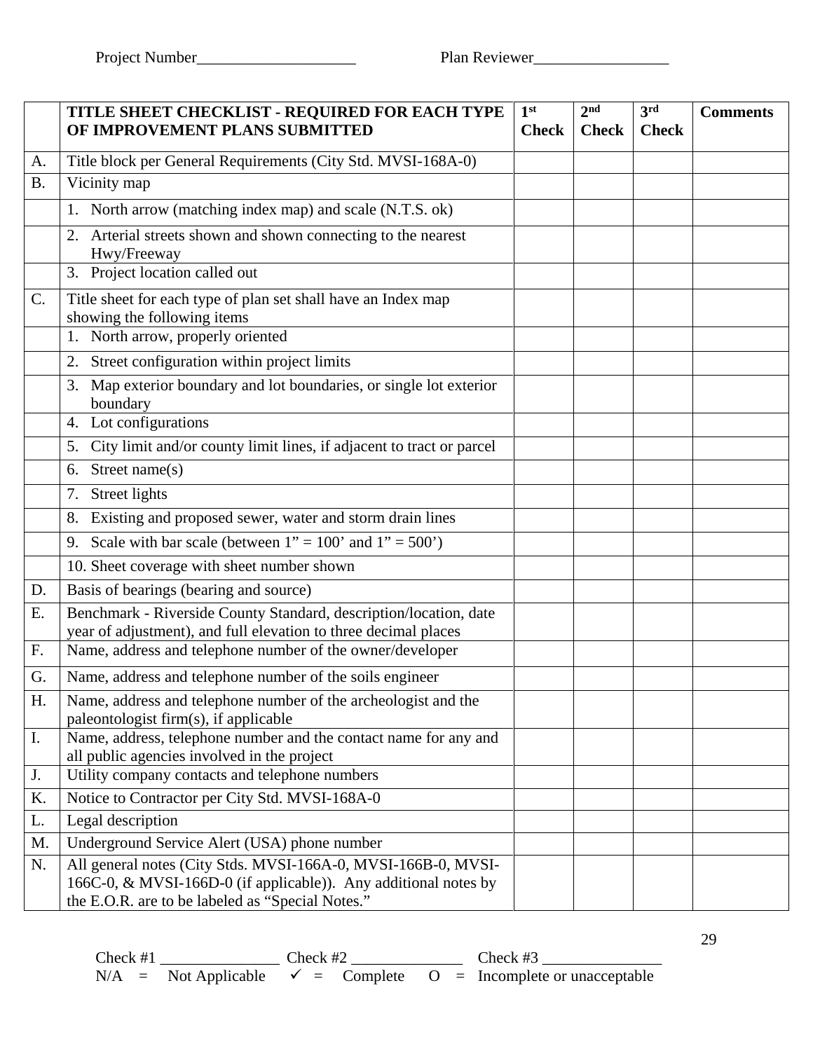Project Number____________________ Plan Reviewer_________________

| | TITLE SHEET CHECKLIST - REQUIRED FOR EACH TYPE OF IMPROVEMENT PLANS SUBMITTED | 1st Check | 2nd Check | 3rd Check | Comments |
|---|---|---|---|---|---|
| A. | Title block per General Requirements (City Std. MVSI-168A-0) | | | | |
| B. | Vicinity map | | | | |
| | 1. North arrow (matching index map) and scale (N.T.S. ok) | | | | |
| | 2. Arterial streets shown and shown connecting to the nearest Hwy/Freeway | | | | |
| | 3. Project location called out | | | | |
| C. | Title sheet for each type of plan set shall have an Index map showing the following items | | | | |
| | 1. North arrow, properly oriented | | | | |
| | 2. Street configuration within project limits | | | | |
| | 3. Map exterior boundary and lot boundaries, or single lot exterior boundary | | | | |
| | 4. Lot configurations | | | | |
| | 5. City limit and/or county limit lines, if adjacent to tract or parcel | | | | |
| | 6. Street name(s) | | | | |
| | 7. Street lights | | | | |
| | 8. Existing and proposed sewer, water and storm drain lines | | | | |
| | 9. Scale with bar scale (between 1" = 100' and 1" = 500') | | | | |
| | 10. Sheet coverage with sheet number shown | | | | |
| D. | Basis of bearings (bearing and source) | | | | |
| E. | Benchmark - Riverside County Standard, description/location, date year of adjustment), and full elevation to three decimal places | | | | |
| F. | Name, address and telephone number of the owner/developer | | | | |
| G. | Name, address and telephone number of the soils engineer | | | | |
| H. | Name, address and telephone number of the archeologist and the paleontologist firm(s), if applicable | | | | |
| I. | Name, address, telephone number and the contact name for any and all public agencies involved in the project | | | | |
| J. | Utility company contacts and telephone numbers | | | | |
| K. | Notice to Contractor per City Std. MVSI-168A-0 | | | | |
| L. | Legal description | | | | |
| M. | Underground Service Alert (USA) phone number | | | | |
| N. | All general notes (City Stds. MVSI-166A-0, MVSI-166B-0, MVSI-166C-0, & MVSI-166D-0 (if applicable)). Any additional notes by the E.O.R. are to be labeled as "Special Notes." | | | | |

Check #1 _______________ Check #2 ______________ Check #3 _______________

N/A = Not Applicable ✓ = Complete O = Incomplete or unacceptable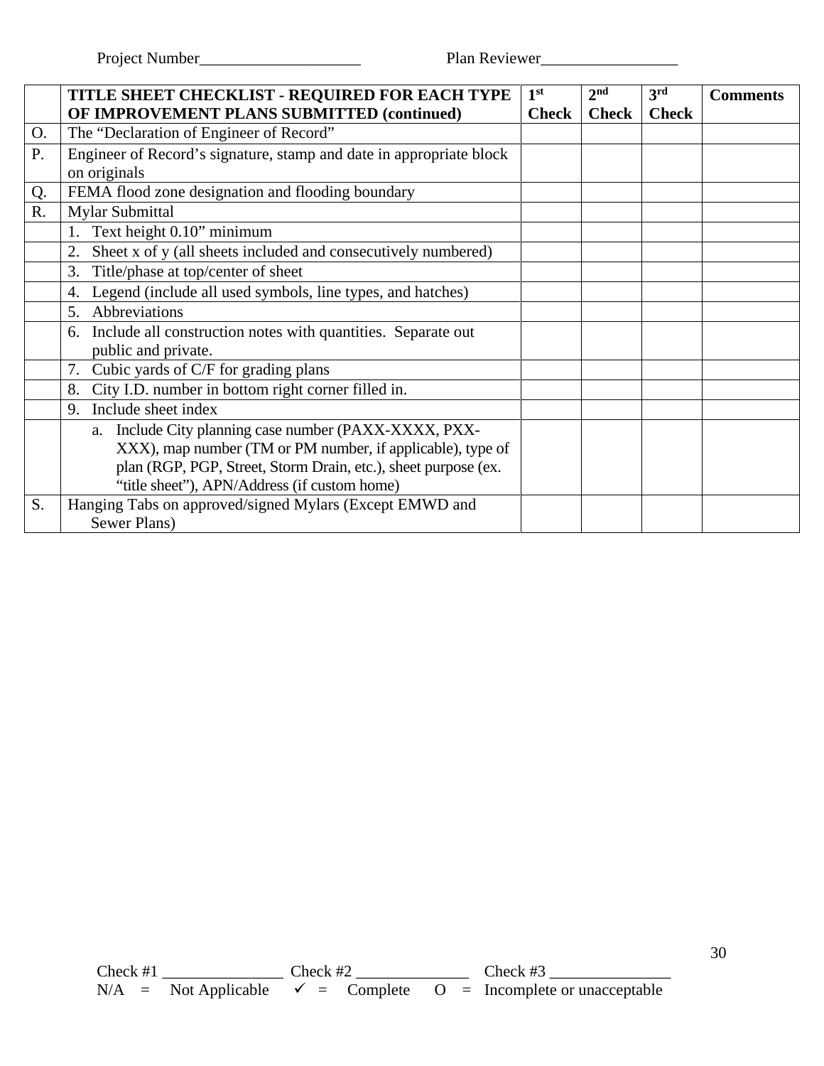Project Number____________________ Plan Reviewer_________________

| | TITLE SHEET CHECKLIST - REQUIRED FOR EACH TYPE OF IMPROVEMENT PLANS SUBMITTED (continued) | 1st Check | 2nd Check | 3rd Check | Comments |
|---|---|---|---|---|---|
| O. | The "Declaration of Engineer of Record" | | | | |
| P. | Engineer of Record's signature, stamp and date in appropriate block on originals | | | | |
| Q. | FEMA flood zone designation and flooding boundary | | | | |
| R. | Mylar Submittal | | | | |
| | 1. Text height 0.10" minimum | | | | |
| | 2. Sheet x of y (all sheets included and consecutively numbered) | | | | |
| | 3. Title/phase at top/center of sheet | | | | |
| | 4. Legend (include all used symbols, line types, and hatches) | | | | |
| | 5. Abbreviations | | | | |
| | 6. Include all construction notes with quantities. Separate out public and private. | | | | |
| | 7. Cubic yards of C/F for grading plans | | | | |
| | 8. City I.D. number in bottom right corner filled in. | | | | |
| | 9. Include sheet index | | | | |
| | a. Include City planning case number (PAXX-XXXX, PXX-XXX), map number (TM or PM number, if applicable), type of plan (RGP, PGP, Street, Storm Drain, etc.), sheet purpose (ex. "title sheet"), APN/Address (if custom home) | | | | |
| S. | Hanging Tabs on approved/signed Mylars (Except EMWD and Sewer Plans) | | | | |

Check #1 _______________ Check #2 ______________ Check #3 _______________

N/A = Not Applicable ✓ = Complete O = Incomplete or unacceptable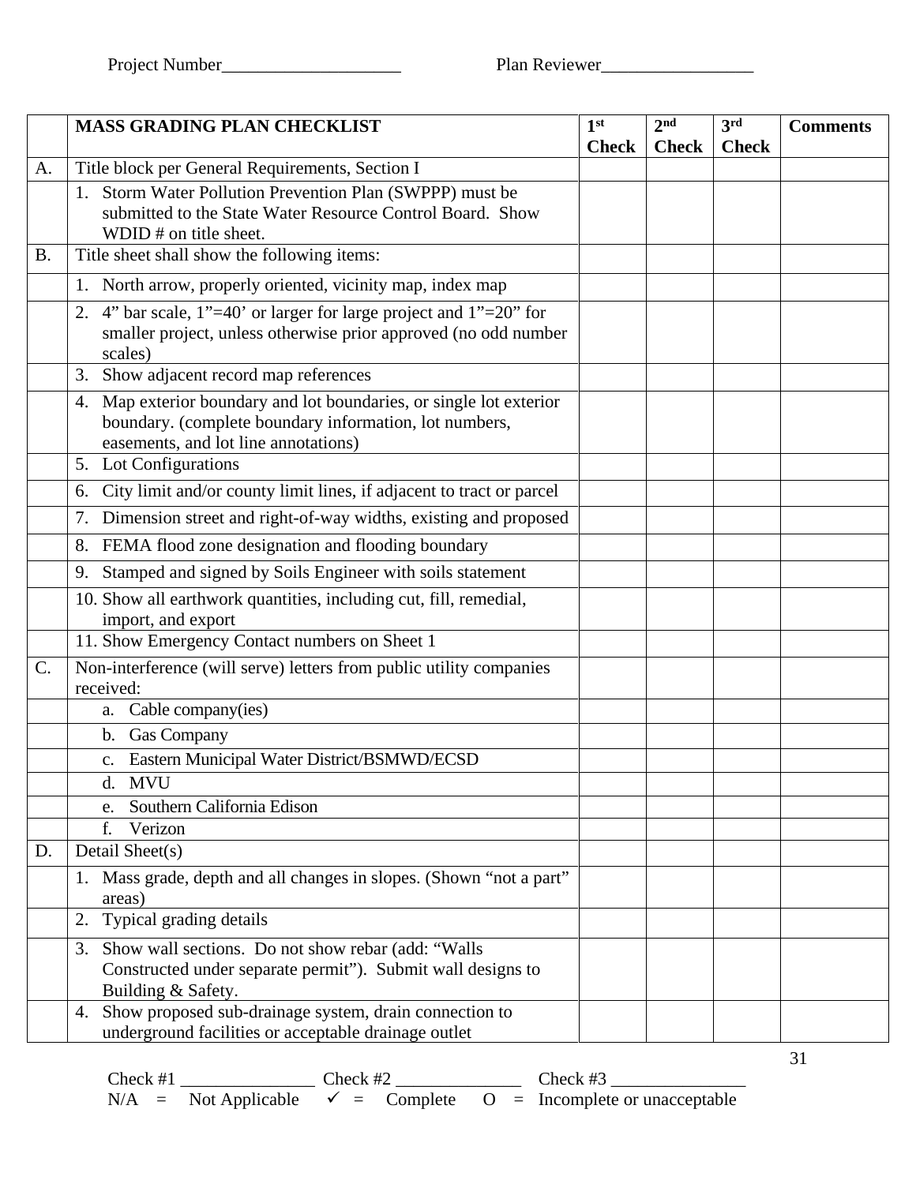Project Number____________________ Plan Reviewer_________________

| | MASS GRADING PLAN CHECKLIST | 1st Check | 2nd Check | 3rd Check | Comments |
|---|---|---|---|---|---|
| A. | Title block per General Requirements, Section I | | | | |
| | 1. Storm Water Pollution Prevention Plan (SWPPP) must be submitted to the State Water Resource Control Board. Show WDID # on title sheet. | | | | |
| B. | Title sheet shall show the following items: | | | | |
| | 1. North arrow, properly oriented, vicinity map, index map | | | | |
| | 2. 4" bar scale, 1"=40' or larger for large project and 1"=20" for smaller project, unless otherwise prior approved (no odd number scales) | | | | |
| | 3. Show adjacent record map references | | | | |
| | 4. Map exterior boundary and lot boundaries, or single lot exterior boundary. (complete boundary information, lot numbers, easements, and lot line annotations) | | | | |
| | 5. Lot Configurations | | | | |
| | 6. City limit and/or county limit lines, if adjacent to tract or parcel | | | | |
| | 7. Dimension street and right-of-way widths, existing and proposed | | | | |
| | 8. FEMA flood zone designation and flooding boundary | | | | |
| | 9. Stamped and signed by Soils Engineer with soils statement | | | | |
| | 10. Show all earthwork quantities, including cut, fill, remedial, import, and export | | | | |
| | 11. Show Emergency Contact numbers on Sheet 1 | | | | |
| C. | Non-interference (will serve) letters from public utility companies received: | | | | |
| | a. Cable company(ies) | | | | |
| | b. Gas Company | | | | |
| | c. Eastern Municipal Water District/BSMWD/ECSD | | | | |
| | d. MVU | | | | |
| | e. Southern California Edison | | | | |
| | f. Verizon | | | | |
| D. | Detail Sheet(s) | | | | |
| | 1. Mass grade, depth and all changes in slopes. (Shown "not a part" areas) | | | | |
| | 2. Typical grading details | | | | |
| | 3. Show wall sections. Do not show rebar (add: "Walls Constructed under separate permit"). Submit wall designs to Building & Safety. | | | | |
| | 4. Show proposed sub-drainage system, drain connection to underground facilities or acceptable drainage outlet | | | | |

Check #1 _______________ Check #2 ______________ Check #3 _______________

N/A = Not Applicable ✓ = Complete O = Incomplete or unacceptable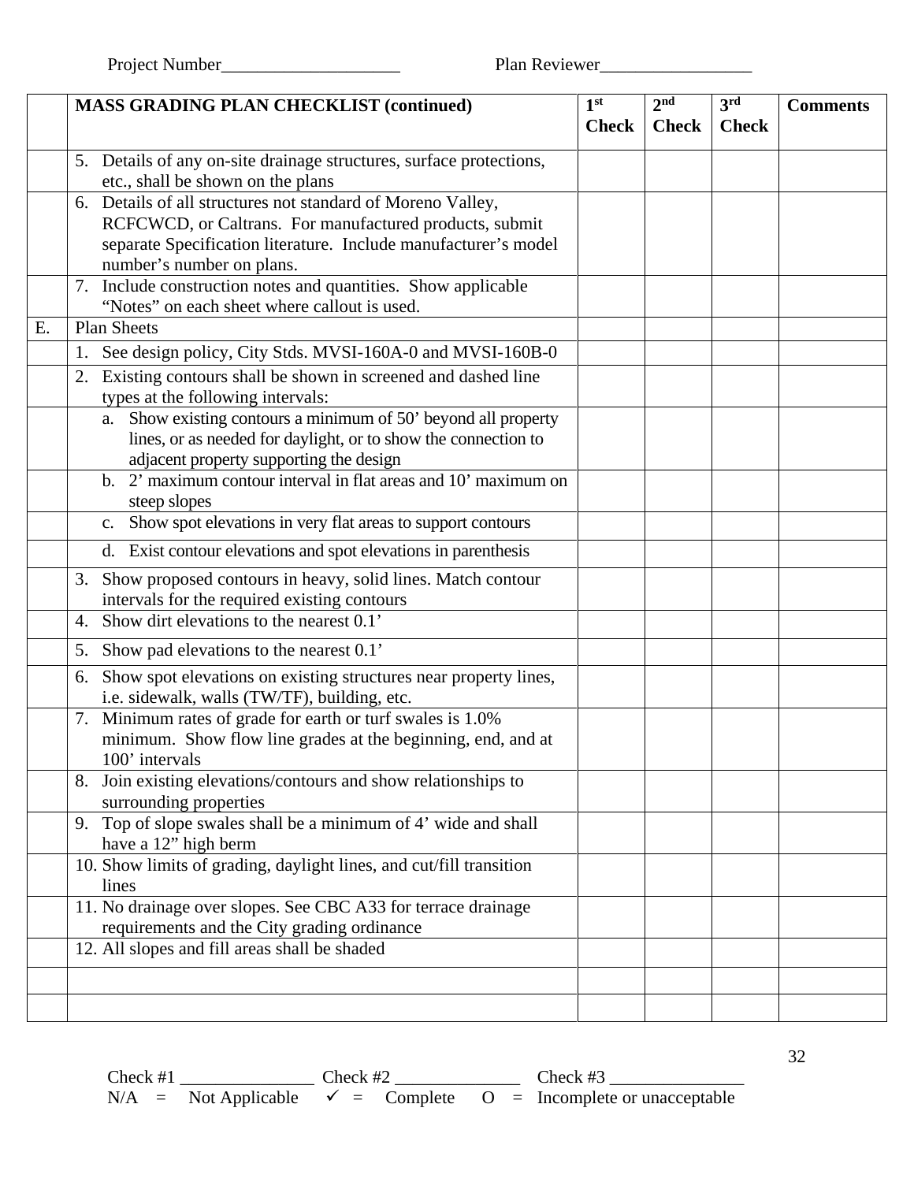Project Number____________________ Plan Reviewer_________________

| | MASS GRADING PLAN CHECKLIST (continued) | 1st Check | 2nd Check | 3rd Check | Comments |
|---|---|---|---|---|---|
| | 5. Details of any on-site drainage structures, surface protections, etc., shall be shown on the plans | | | | |
| | 6. Details of all structures not standard of Moreno Valley, RCFCWCD, or Caltrans. For manufactured products, submit separate Specification literature. Include manufacturer's model number's number on plans. | | | | |
| | 7. Include construction notes and quantities. Show applicable "Notes" on each sheet where callout is used. | | | | |
| E. | Plan Sheets | | | | |
| | 1. See design policy, City Stds. MVSI-160A-0 and MVSI-160B-0 | | | | |
| | 2. Existing contours shall be shown in screened and dashed line types at the following intervals: | | | | |
| | a. Show existing contours a minimum of 50' beyond all property lines, or as needed for daylight, or to show the connection to adjacent property supporting the design | | | | |
| | b. 2' maximum contour interval in flat areas and 10' maximum on steep slopes | | | | |
| | c. Show spot elevations in very flat areas to support contours | | | | |
| | d. Exist contour elevations and spot elevations in parenthesis | | | | |
| | 3. Show proposed contours in heavy, solid lines. Match contour intervals for the required existing contours | | | | |
| | 4. Show dirt elevations to the nearest 0.1' | | | | |
| | 5. Show pad elevations to the nearest 0.1' | | | | |
| | 6. Show spot elevations on existing structures near property lines, i.e. sidewalk, walls (TW/TF), building, etc. | | | | |
| | 7. Minimum rates of grade for earth or turf swales is 1.0% minimum. Show flow line grades at the beginning, end, and at 100' intervals | | | | |
| | 8. Join existing elevations/contours and show relationships to surrounding properties | | | | |
| | 9. Top of slope swales shall be a minimum of 4' wide and shall have a 12" high berm | | | | |
| | 10. Show limits of grading, daylight lines, and cut/fill transition lines | | | | |
| | 11. No drainage over slopes. See CBC A33 for terrace drainage requirements and the City grading ordinance | | | | |
| | 12. All slopes and fill areas shall be shaded | | | | |
| | | | | | |
| | | | | | |

Check #1 _______________ Check #2 ______________ Check #3 _______________

N/A = Not Applicable ✓ = Complete O = Incomplete or unacceptable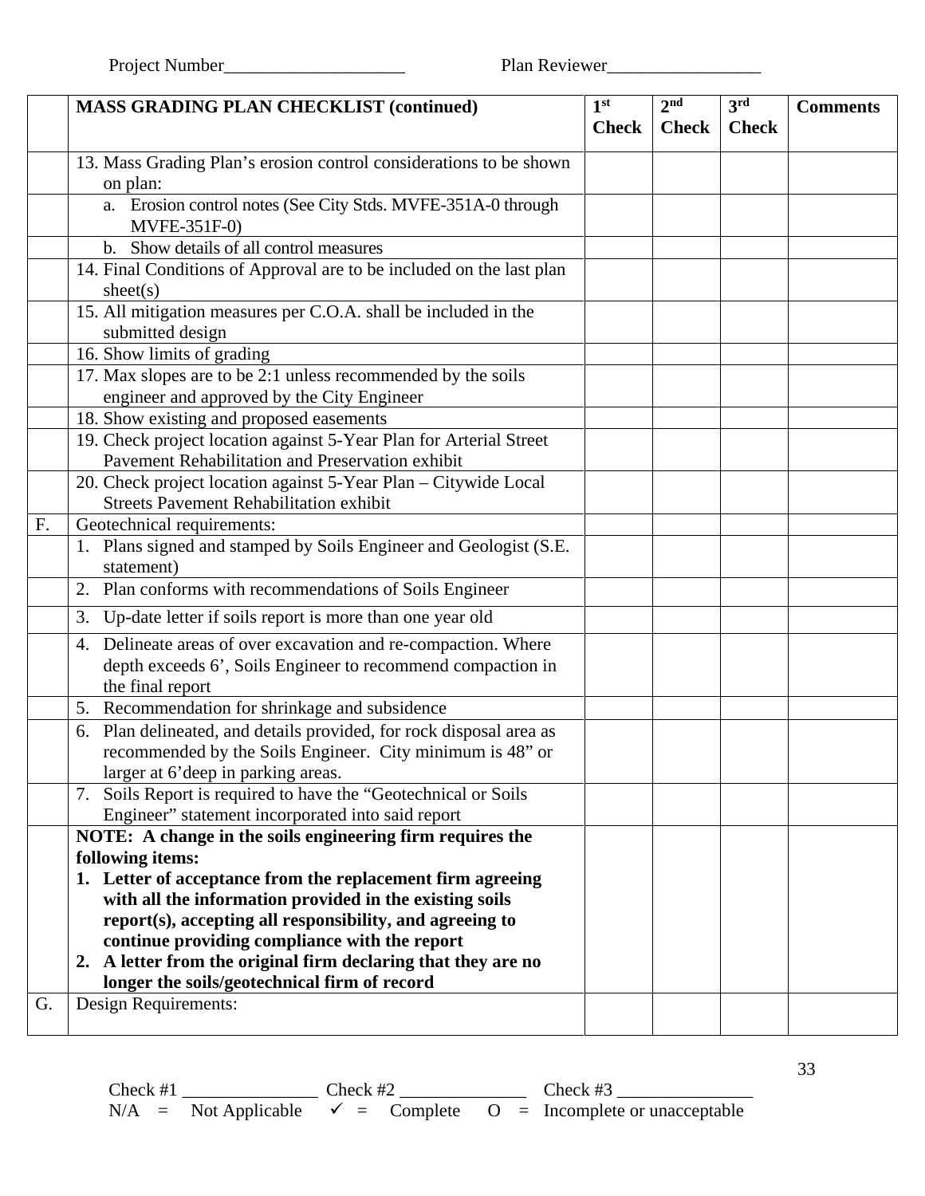Project Number____________________ Plan Reviewer_________________

| | **MASS GRADING PLAN CHECKLIST (continued)** | **1st Check** | **2nd Check** | **3rd Check** | **Comments** |
|---|---|---|---|---|---|
| | 13. Mass Grading Plan's erosion control considerations to be shown on plan: | | | | |
| | a. Erosion control notes (See City Stds. MVFE-351A-0 through MVFE-351F-0) | | | | |
| | b. Show details of all control measures | | | | |
| | 14. Final Conditions of Approval are to be included on the last plan sheet(s) | | | | |
| | 15. All mitigation measures per C.O.A. shall be included in the submitted design | | | | |
| | 16. Show limits of grading | | | | |
| | 17. Max slopes are to be 2:1 unless recommended by the soils engineer and approved by the City Engineer | | | | |
| | 18. Show existing and proposed easements | | | | |
| | 19. Check project location against 5-Year Plan for Arterial Street Pavement Rehabilitation and Preservation exhibit | | | | |
| | 20. Check project location against 5-Year Plan – Citywide Local Streets Pavement Rehabilitation exhibit | | | | |
| F. | Geotechnical requirements: | | | | |
| | 1. Plans signed and stamped by Soils Engineer and Geologist (S.E. statement) | | | | |
| | 2. Plan conforms with recommendations of Soils Engineer | | | | |
| | 3. Up-date letter if soils report is more than one year old | | | | |
| | 4. Delineate areas of over excavation and re-compaction. Where depth exceeds 6', Soils Engineer to recommend compaction in the final report | | | | |
| | 5. Recommendation for shrinkage and subsidence | | | | |
| | 6. Plan delineated, and details provided, for rock disposal area as recommended by the Soils Engineer. City minimum is 48" or larger at 6'deep in parking areas. | | | | |
| | 7. Soils Report is required to have the "Geotechnical or Soils Engineer" statement incorporated into said report | | | | |
| | **NOTE: A change in the soils engineering firm requires the following items:** **1. Letter of acceptance from the replacement firm agreeing with all the information provided in the existing soils report(s), accepting all responsibility, and agreeing to continue providing compliance with the report** **2. A letter from the original firm declaring that they are no longer the soils/geotechnical firm of record** | | | | |
| G. | Design Requirements: | | | | |

Check #1 _______________ Check #2 ______________ Check #3 _______________

N/A = Not Applicable ✓ = Complete O = Incomplete or unacceptable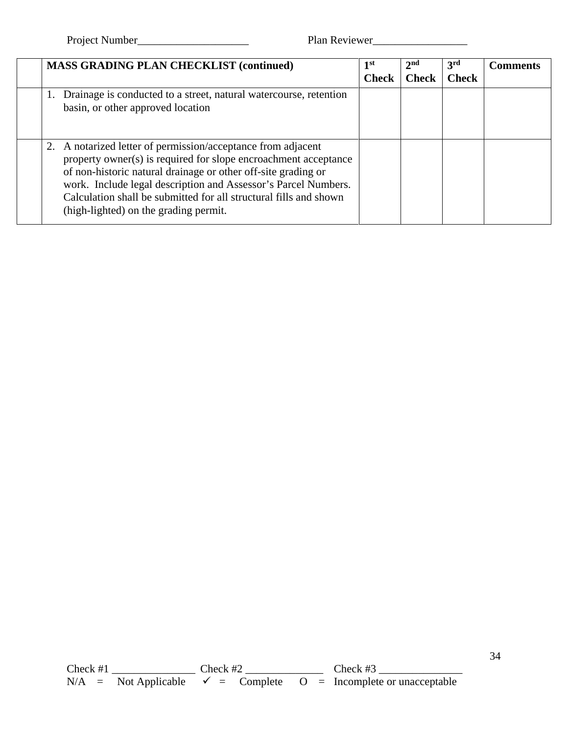Project Number____________________ Plan Reviewer_________________

| | MASS GRADING PLAN CHECKLIST (continued) | 1st Check | 2nd Check | 3rd Check | Comments |
|---|---|---|---|---|---|
| | 1. Drainage is conducted to a street, natural watercourse, retention basin, or other approved location | | | | |
| | 2. A notarized letter of permission/acceptance from adjacent property owner(s) is required for slope encroachment acceptance of non-historic natural drainage or other off-site grading or work. Include legal description and Assessor's Parcel Numbers. Calculation shall be submitted for all structural fills and shown (high-lighted) on the grading permit. | | | | |

Check #1 _______________ Check #2 ______________ Check #3 _______________

N/A = Not Applicable ✓ = Complete O = Incomplete or unacceptable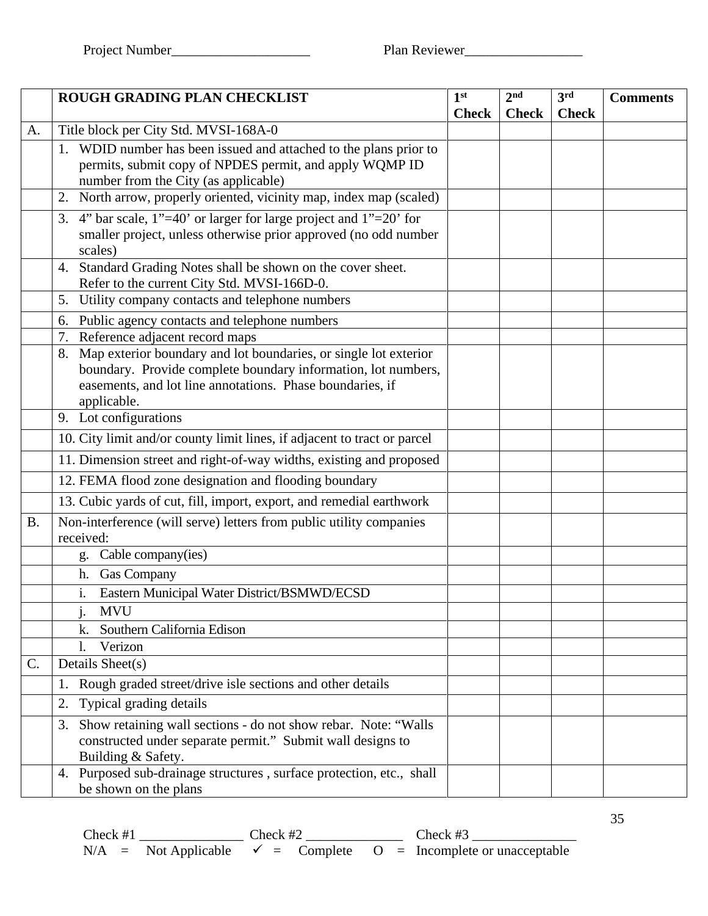Project Number____________________ Plan Reviewer_________________

| | ROUGH GRADING PLAN CHECKLIST | 1st Check | 2nd Check | 3rd Check | Comments |
|---|---|---|---|---|---|
| A. | Title block per City Std. MVSI-168A-0 | | | | |
| | 1. WDID number has been issued and attached to the plans prior to permits, submit copy of NPDES permit, and apply WQMP ID number from the City (as applicable) | | | | |
| | 2. North arrow, properly oriented, vicinity map, index map (scaled) | | | | |
| | 3. 4" bar scale, 1"=40' or larger for large project and 1"=20' for smaller project, unless otherwise prior approved (no odd number scales) | | | | |
| | 4. Standard Grading Notes shall be shown on the cover sheet. Refer to the current City Std. MVSI-166D-0. | | | | |
| | 5. Utility company contacts and telephone numbers | | | | |
| | 6. Public agency contacts and telephone numbers | | | | |
| | 7. Reference adjacent record maps | | | | |
| | 8. Map exterior boundary and lot boundaries, or single lot exterior boundary. Provide complete boundary information, lot numbers, easements, and lot line annotations. Phase boundaries, if applicable. | | | | |
| | 9. Lot configurations | | | | |
| | 10. City limit and/or county limit lines, if adjacent to tract or parcel | | | | |
| | 11. Dimension street and right-of-way widths, existing and proposed | | | | |
| | 12. FEMA flood zone designation and flooding boundary | | | | |
| | 13. Cubic yards of cut, fill, import, export, and remedial earthwork | | | | |
| B. | Non-interference (will serve) letters from public utility companies received: | | | | |
| | g. Cable company(ies) | | | | |
| | h. Gas Company | | | | |
| | i. Eastern Municipal Water District/BSMWD/ECSD | | | | |
| | j. MVU | | | | |
| | k. Southern California Edison | | | | |
| | l. Verizon | | | | |
| C. | Details Sheet(s) | | | | |
| | 1. Rough graded street/drive isle sections and other details | | | | |
| | 2. Typical grading details | | | | |
| | 3. Show retaining wall sections - do not show rebar. Note: "Walls constructed under separate permit." Submit wall designs to Building & Safety. | | | | |
| | 4. Purposed sub-drainage structures , surface protection, etc., shall be shown on the plans | | | | |

Check #1 _______________ Check #2 ______________ Check #3 _______________

N/A = Not Applicable ✓ = Complete O = Incomplete or unacceptable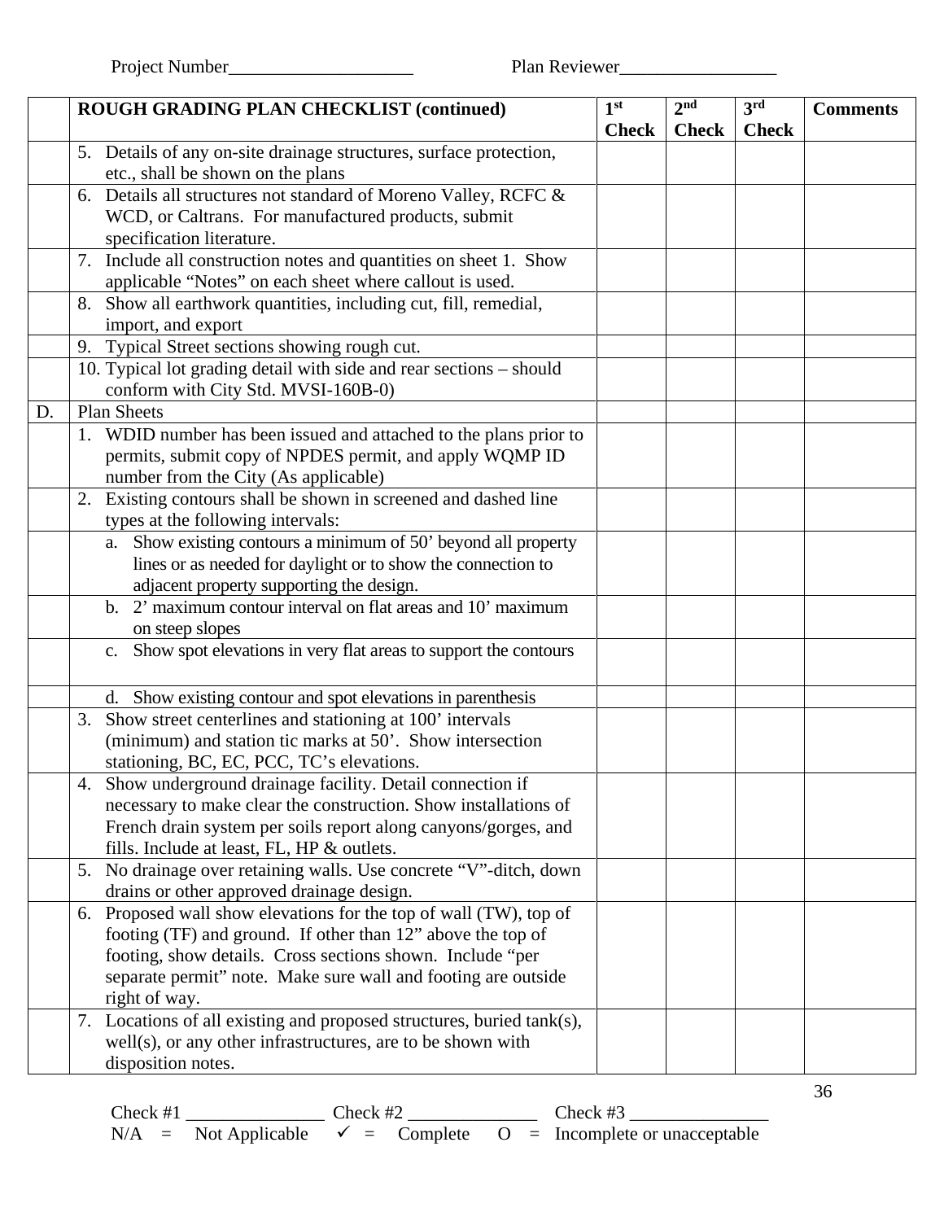Project Number____________________ Plan Reviewer_________________

| | ROUGH GRADING PLAN CHECKLIST (continued) | 1st Check | 2nd Check | 3rd Check | Comments |
|---|---|---|---|---|---|
| | 5. Details of any on-site drainage structures, surface protection, etc., shall be shown on the plans | | | | |
| | 6. Details all structures not standard of Moreno Valley, RCFC & WCD, or Caltrans. For manufactured products, submit specification literature. | | | | |
| | 7. Include all construction notes and quantities on sheet 1. Show applicable "Notes" on each sheet where callout is used. | | | | |
| | 8. Show all earthwork quantities, including cut, fill, remedial, import, and export | | | | |
| | 9. Typical Street sections showing rough cut. | | | | |
| | 10. Typical lot grading detail with side and rear sections – should conform with City Std. MVSI-160B-0) | | | | |
| D. | Plan Sheets | | | | |
| | 1. WDID number has been issued and attached to the plans prior to permits, submit copy of NPDES permit, and apply WQMP ID number from the City (As applicable) | | | | |
| | 2. Existing contours shall be shown in screened and dashed line types at the following intervals: | | | | |
| | a. Show existing contours a minimum of 50' beyond all property lines or as needed for daylight or to show the connection to adjacent property supporting the design. | | | | |
| | b. 2' maximum contour interval on flat areas and 10' maximum on steep slopes | | | | |
| | c. Show spot elevations in very flat areas to support the contours | | | | |
| | d. Show existing contour and spot elevations in parenthesis | | | | |
| | 3. Show street centerlines and stationing at 100' intervals (minimum) and station tic marks at 50'. Show intersection stationing, BC, EC, PCC, TC's elevations. | | | | |
| | 4. Show underground drainage facility. Detail connection if necessary to make clear the construction. Show installations of French drain system per soils report along canyons/gorges, and fills. Include at least, FL, HP & outlets. | | | | |
| | 5. No drainage over retaining walls. Use concrete "V"-ditch, down drains or other approved drainage design. | | | | |
| | 6. Proposed wall show elevations for the top of wall (TW), top of footing (TF) and ground. If other than 12" above the top of footing, show details. Cross sections shown. Include "per separate permit" note. Make sure wall and footing are outside right of way. | | | | |
| | 7. Locations of all existing and proposed structures, buried tank(s), well(s), or any other infrastructures, are to be shown with disposition notes. | | | | |

Check #1 _______________ Check #2 ______________ Check #3 _______________

N/A = Not Applicable ✓ = Complete O = Incomplete or unacceptable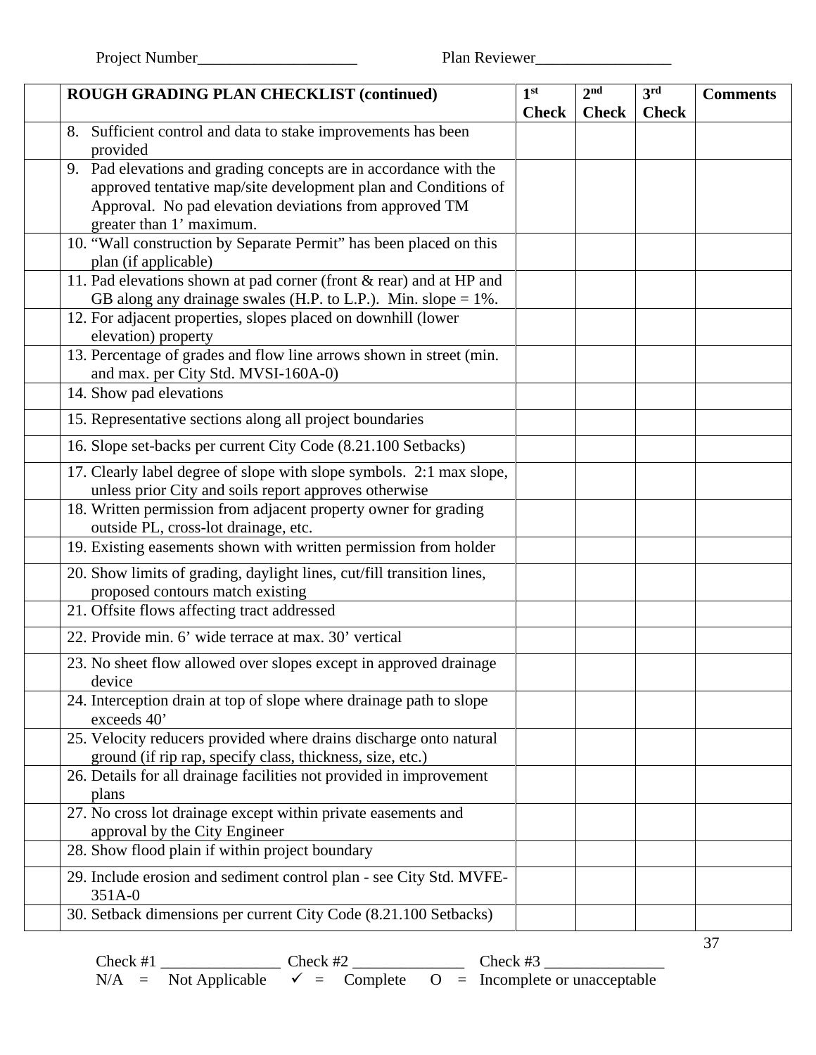Project Number____________________ Plan Reviewer_________________

| | ROUGH GRADING PLAN CHECKLIST (continued) | 1st Check | 2nd Check | 3rd Check | Comments |
|---|---|---|---|---|---|
| | 8. Sufficient control and data to stake improvements has been provided | | | | |
| | 9. Pad elevations and grading concepts are in accordance with the approved tentative map/site development plan and Conditions of Approval. No pad elevation deviations from approved TM greater than 1' maximum. | | | | |
| | 10. "Wall construction by Separate Permit" has been placed on this plan (if applicable) | | | | |
| | 11. Pad elevations shown at pad corner (front & rear) and at HP and GB along any drainage swales (H.P. to L.P.). Min. slope = 1%. | | | | |
| | 12. For adjacent properties, slopes placed on downhill (lower elevation) property | | | | |
| | 13. Percentage of grades and flow line arrows shown in street (min. and max. per City Std. MVSI-160A-0) | | | | |
| | 14. Show pad elevations | | | | |
| | 15. Representative sections along all project boundaries | | | | |
| | 16. Slope set-backs per current City Code (8.21.100 Setbacks) | | | | |
| | 17. Clearly label degree of slope with slope symbols. 2:1 max slope, unless prior City and soils report approves otherwise | | | | |
| | 18. Written permission from adjacent property owner for grading outside PL, cross-lot drainage, etc. | | | | |
| | 19. Existing easements shown with written permission from holder | | | | |
| | 20. Show limits of grading, daylight lines, cut/fill transition lines, proposed contours match existing | | | | |
| | 21. Offsite flows affecting tract addressed | | | | |
| | 22. Provide min. 6' wide terrace at max. 30' vertical | | | | |
| | 23. No sheet flow allowed over slopes except in approved drainage device | | | | |
| | 24. Interception drain at top of slope where drainage path to slope exceeds 40' | | | | |
| | 25. Velocity reducers provided where drains discharge onto natural ground (if rip rap, specify class, thickness, size, etc.) | | | | |
| | 26. Details for all drainage facilities not provided in improvement plans | | | | |
| | 27. No cross lot drainage except within private easements and approval by the City Engineer | | | | |
| | 28. Show flood plain if within project boundary | | | | |
| | 29. Include erosion and sediment control plan - see City Std. MVFE-351A-0 | | | | |
| | 30. Setback dimensions per current City Code (8.21.100 Setbacks) | | | | |

Check #1 _______________ Check #2 ______________ Check #3 _______________

N/A = Not Applicable ✓ = Complete O = Incomplete or unacceptable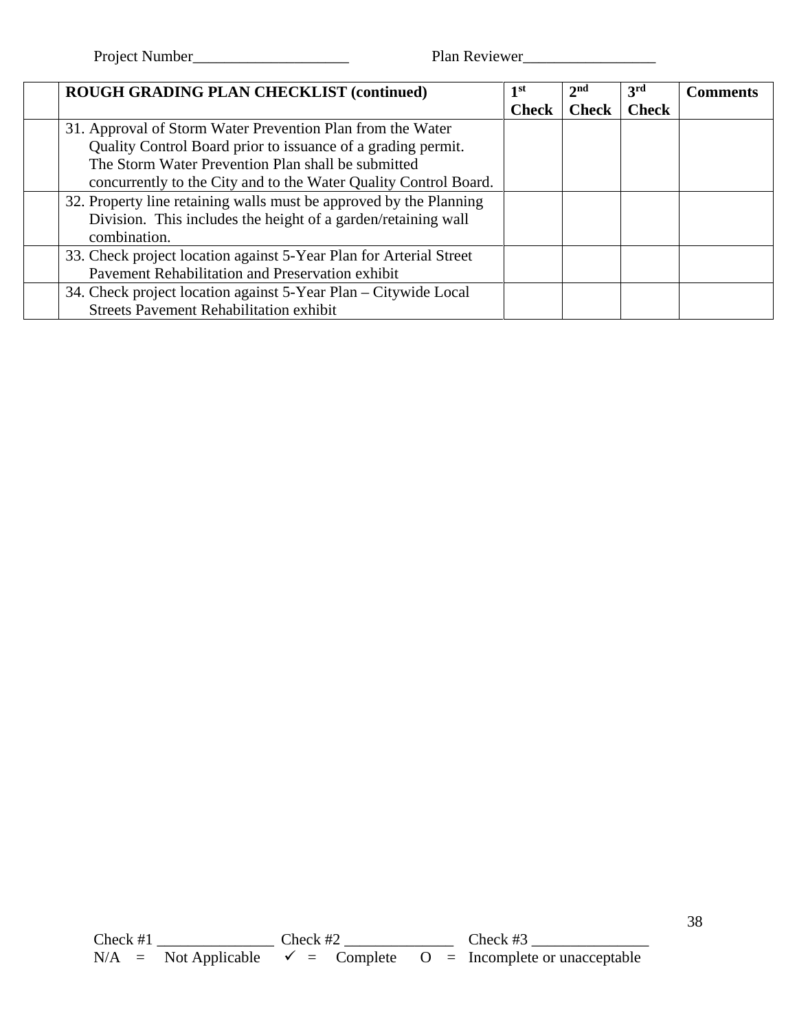Project Number____________________ Plan Reviewer_________________

| | ROUGH GRADING PLAN CHECKLIST (continued) | 1st Check | 2nd Check | 3rd Check | Comments |
|---|---|---|---|---|---|
| | 31. Approval of Storm Water Prevention Plan from the Water Quality Control Board prior to issuance of a grading permit. The Storm Water Prevention Plan shall be submitted concurrently to the City and to the Water Quality Control Board. | | | | |
| | 32. Property line retaining walls must be approved by the Planning Division. This includes the height of a garden/retaining wall combination. | | | | |
| | 33. Check project location against 5-Year Plan for Arterial Street Pavement Rehabilitation and Preservation exhibit | | | | |
| | 34. Check project location against 5-Year Plan – Citywide Local Streets Pavement Rehabilitation exhibit | | | | |

Check #1 _______________ Check #2 ______________ Check #3 _______________

N/A = Not Applicable ✓ = Complete O = Incomplete or unacceptable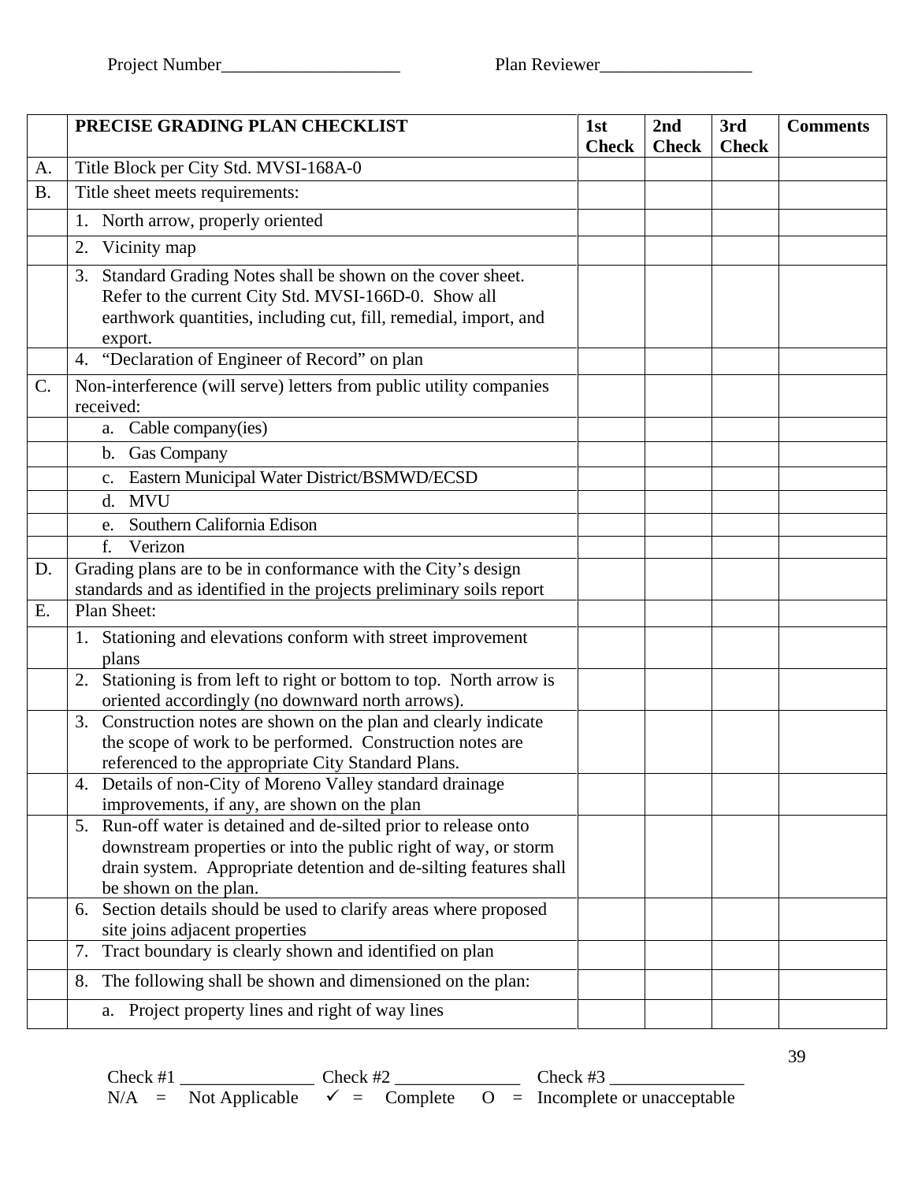Project Number____________________ Plan Reviewer_________________

| | PRECISE GRADING PLAN CHECKLIST | 1st Check | 2nd Check | 3rd Check | Comments |
|---|---|---|---|---|---|
| A. | Title Block per City Std. MVSI-168A-0 | | | | |
| B. | Title sheet meets requirements: | | | | |
| | 1. North arrow, properly oriented | | | | |
| | 2. Vicinity map | | | | |
| | 3. Standard Grading Notes shall be shown on the cover sheet. Refer to the current City Std. MVSI-166D-0. Show all earthwork quantities, including cut, fill, remedial, import, and export. | | | | |
| | 4. "Declaration of Engineer of Record" on plan | | | | |
| C. | Non-interference (will serve) letters from public utility companies received: | | | | |
| | a. Cable company(ies) | | | | |
| | b. Gas Company | | | | |
| | c. Eastern Municipal Water District/BSMWD/ECSD | | | | |
| | d. MVU | | | | |
| | e. Southern California Edison | | | | |
| | f. Verizon | | | | |
| D. | Grading plans are to be in conformance with the City's design standards and as identified in the projects preliminary soils report | | | | |
| E. | Plan Sheet: | | | | |
| | 1. Stationing and elevations conform with street improvement plans | | | | |
| | 2. Stationing is from left to right or bottom to top. North arrow is oriented accordingly (no downward north arrows). | | | | |
| | 3. Construction notes are shown on the plan and clearly indicate the scope of work to be performed. Construction notes are referenced to the appropriate City Standard Plans. | | | | |
| | 4. Details of non-City of Moreno Valley standard drainage improvements, if any, are shown on the plan | | | | |
| | 5. Run-off water is detained and de-silted prior to release onto downstream properties or into the public right of way, or storm drain system. Appropriate detention and de-silting features shall be shown on the plan. | | | | |
| | 6. Section details should be used to clarify areas where proposed site joins adjacent properties | | | | |
| | 7. Tract boundary is clearly shown and identified on plan | | | | |
| | 8. The following shall be shown and dimensioned on the plan: | | | | |
| | a. Project property lines and right of way lines | | | | |

Check #1 _______________ Check #2 ______________ Check #3 _______________

N/A = Not Applicable ✓ = Complete O = Incomplete or unacceptable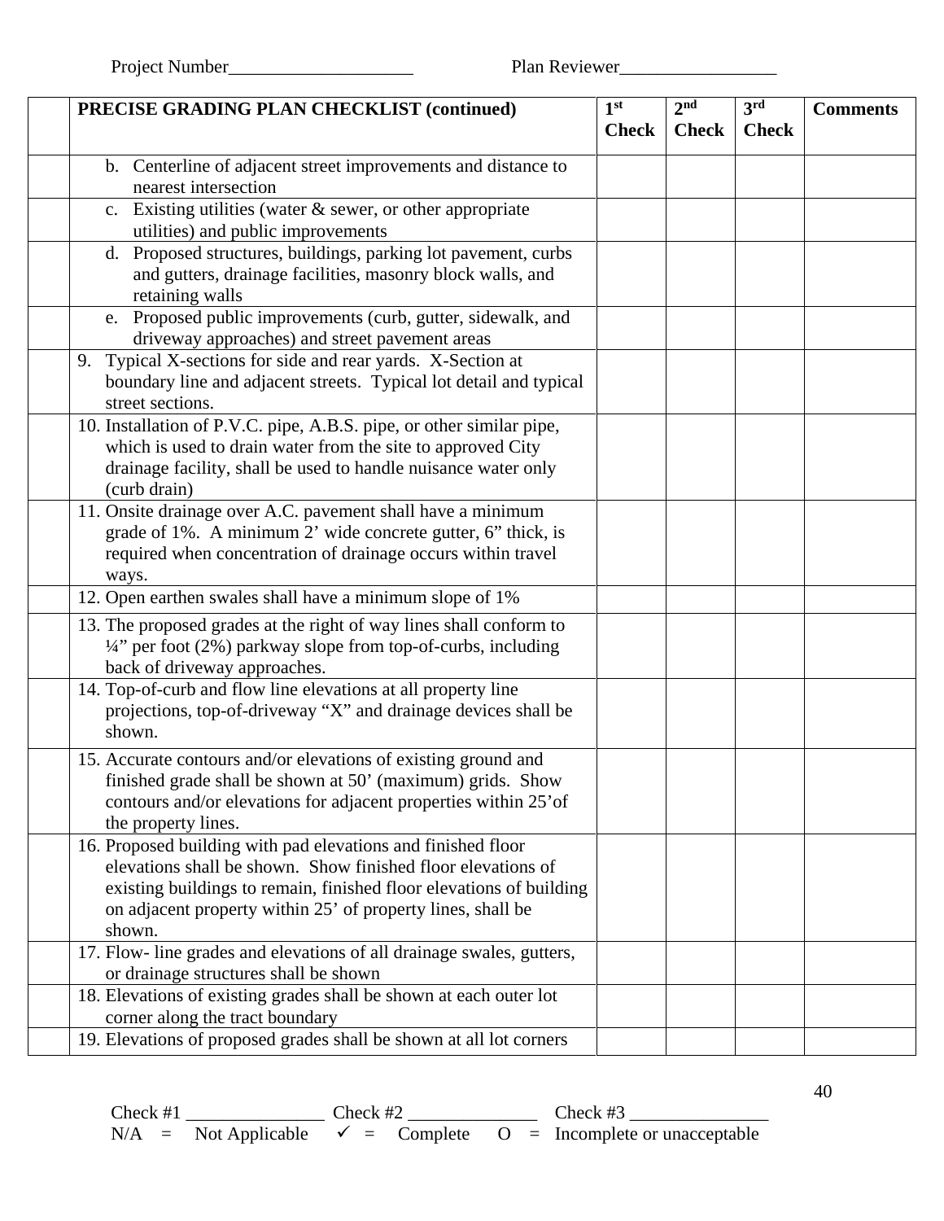Project Number____________________ Plan Reviewer_________________

| | PRECISE GRADING PLAN CHECKLIST (continued) | 1st Check | 2nd Check | 3rd Check | Comments |
|---|---|---|---|---|---|
| | b. Centerline of adjacent street improvements and distance to nearest intersection | | | | |
| | c. Existing utilities (water & sewer, or other appropriate utilities) and public improvements | | | | |
| | d. Proposed structures, buildings, parking lot pavement, curbs and gutters, drainage facilities, masonry block walls, and retaining walls | | | | |
| | e. Proposed public improvements (curb, gutter, sidewalk, and driveway approaches) and street pavement areas | | | | |
| | 9. Typical X-sections for side and rear yards. X-Section at boundary line and adjacent streets. Typical lot detail and typical street sections. | | | | |
| | 10. Installation of P.V.C. pipe, A.B.S. pipe, or other similar pipe, which is used to drain water from the site to approved City drainage facility, shall be used to handle nuisance water only (curb drain) | | | | |
| | 11. Onsite drainage over A.C. pavement shall have a minimum grade of 1%. A minimum 2' wide concrete gutter, 6" thick, is required when concentration of drainage occurs within travel ways. | | | | |
| | 12. Open earthen swales shall have a minimum slope of 1% | | | | |
| | 13. The proposed grades at the right of way lines shall conform to ¼" per foot (2%) parkway slope from top-of-curbs, including back of driveway approaches. | | | | |
| | 14. Top-of-curb and flow line elevations at all property line projections, top-of-driveway "X" and drainage devices shall be shown. | | | | |
| | 15. Accurate contours and/or elevations of existing ground and finished grade shall be shown at 50' (maximum) grids. Show contours and/or elevations for adjacent properties within 25' of the property lines. | | | | |
| | 16. Proposed building with pad elevations and finished floor elevations shall be shown. Show finished floor elevations of existing buildings to remain, finished floor elevations of building on adjacent property within 25' of property lines, shall be shown. | | | | |
| | 17. Flow- line grades and elevations of all drainage swales, gutters, or drainage structures shall be shown | | | | |
| | 18. Elevations of existing grades shall be shown at each outer lot corner along the tract boundary | | | | |
| | 19. Elevations of proposed grades shall be shown at all lot corners | | | | |

Check #1 _______________ Check #2 ______________ Check #3 _______________

N/A = Not Applicable ✓ = Complete O = Incomplete or unacceptable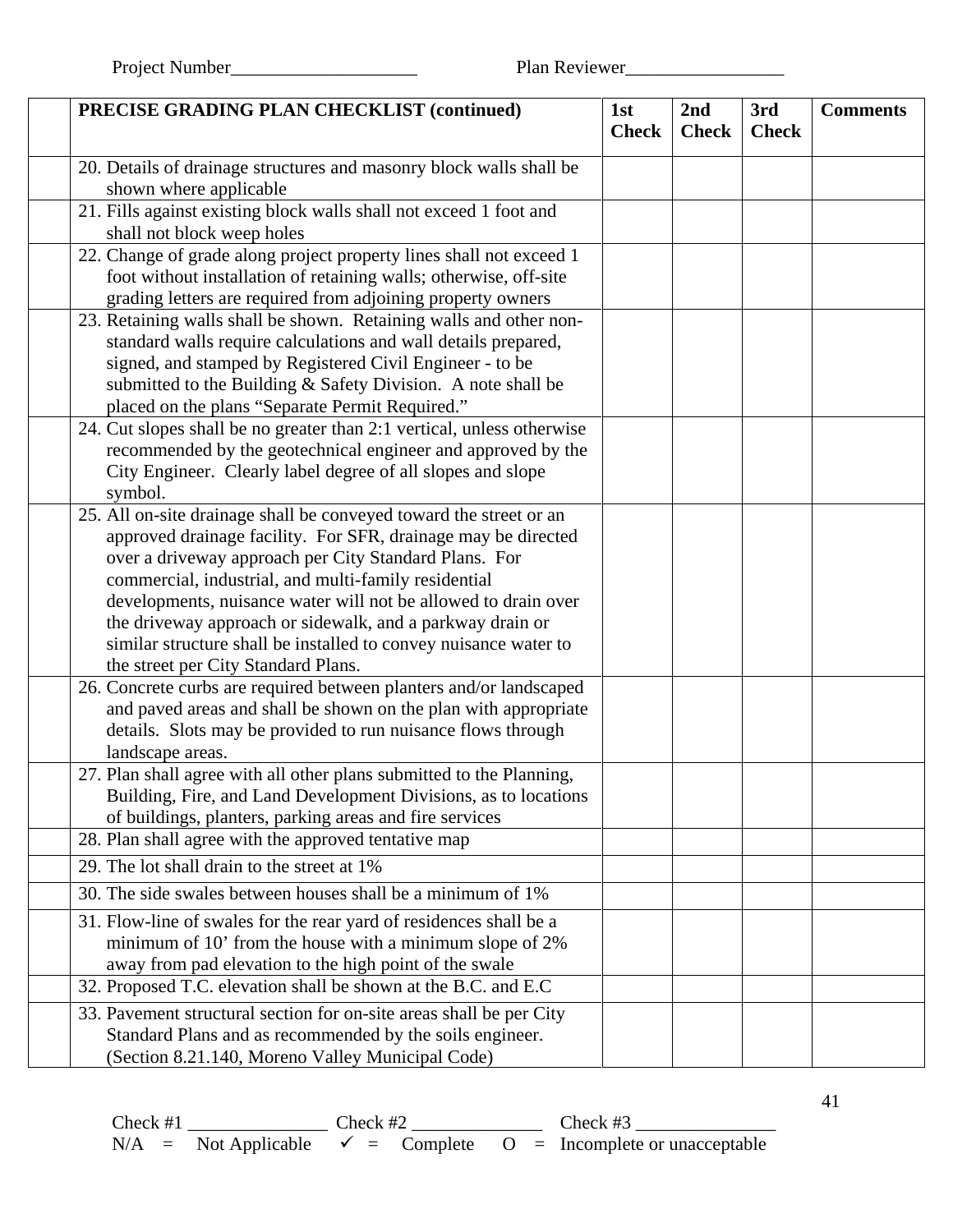Project Number____________________ Plan Reviewer_________________

| | PRECISE GRADING PLAN CHECKLIST (continued) | 1st Check | 2nd Check | 3rd Check | Comments |
|---|---|---|---|---|---|
| | 20. Details of drainage structures and masonry block walls shall be shown where applicable | | | | |
| | 21. Fills against existing block walls shall not exceed 1 foot and shall not block weep holes | | | | |
| | 22. Change of grade along project property lines shall not exceed 1 foot without installation of retaining walls; otherwise, off-site grading letters are required from adjoining property owners | | | | |
| | 23. Retaining walls shall be shown. Retaining walls and other non-standard walls require calculations and wall details prepared, signed, and stamped by Registered Civil Engineer - to be submitted to the Building & Safety Division. A note shall be placed on the plans "Separate Permit Required." | | | | |
| | 24. Cut slopes shall be no greater than 2:1 vertical, unless otherwise recommended by the geotechnical engineer and approved by the City Engineer. Clearly label degree of all slopes and slope symbol. | | | | |
| | 25. All on-site drainage shall be conveyed toward the street or an approved drainage facility. For SFR, drainage may be directed over a driveway approach per City Standard Plans. For commercial, industrial, and multi-family residential developments, nuisance water will not be allowed to drain over the driveway approach or sidewalk, and a parkway drain or similar structure shall be installed to convey nuisance water to the street per City Standard Plans. | | | | |
| | 26. Concrete curbs are required between planters and/or landscaped and paved areas and shall be shown on the plan with appropriate details. Slots may be provided to run nuisance flows through landscape areas. | | | | |
| | 27. Plan shall agree with all other plans submitted to the Planning, Building, Fire, and Land Development Divisions, as to locations of buildings, planters, parking areas and fire services | | | | |
| | 28. Plan shall agree with the approved tentative map | | | | |
| | 29. The lot shall drain to the street at 1% | | | | |
| | 30. The side swales between houses shall be a minimum of 1% | | | | |
| | 31. Flow-line of swales for the rear yard of residences shall be a minimum of 10' from the house with a minimum slope of 2% away from pad elevation to the high point of the swale | | | | |
| | 32. Proposed T.C. elevation shall be shown at the B.C. and E.C | | | | |
| | 33. Pavement structural section for on-site areas shall be per City Standard Plans and as recommended by the soils engineer. (Section 8.21.140, Moreno Valley Municipal Code) | | | | |

Check #1 _______________ Check #2 ______________ Check #3 _______________

N/A = Not Applicable ✓ = Complete O = Incomplete or unacceptable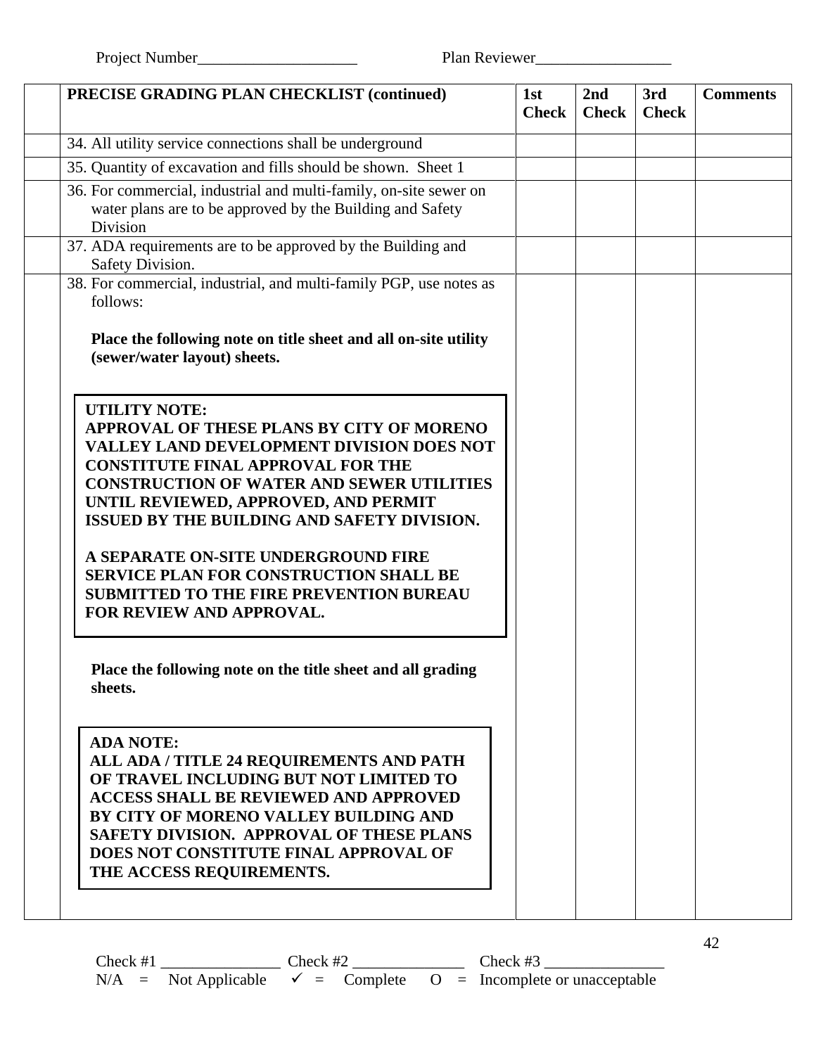Project Number____________________ Plan Reviewer_________________

| | PRECISE GRADING PLAN CHECKLIST (continued) | 1st Check | 2nd Check | 3rd Check | Comments |
|---|---|---|---|---|---|
| | 34. All utility service connections shall be underground | | | | |
| | 35. Quantity of excavation and fills should be shown. Sheet 1 | | | | |
| | 36. For commercial, industrial and multi-family, on-site sewer on water plans are to be approved by the Building and Safety Division | | | | |
| | 37. ADA requirements are to be approved by the Building and Safety Division. | | | | |
| | 38. For commercial, industrial, and multi-family PGP, use notes as follows:<br><br>**Place the following note on title sheet and all on-site utility (sewer/water layout) sheets.**<br><br>**UTILITY NOTE:**<br>**APPROVAL OF THESE PLANS BY CITY OF MORENO VALLEY LAND DEVELOPMENT DIVISION DOES NOT CONSTITUTE FINAL APPROVAL FOR THE CONSTRUCTION OF WATER AND SEWER UTILITIES UNTIL REVIEWED, APPROVED, AND PERMIT ISSUED BY THE BUILDING AND SAFETY DIVISION.**<br><br>**A SEPARATE ON-SITE UNDERGROUND FIRE SERVICE PLAN FOR CONSTRUCTION SHALL BE SUBMITTED TO THE FIRE PREVENTION BUREAU FOR REVIEW AND APPROVAL.**<br><br>**Place the following note on the title sheet and all grading sheets.**<br><br>**ADA NOTE:**<br>**ALL ADA / TITLE 24 REQUIREMENTS AND PATH OF TRAVEL INCLUDING BUT NOT LIMITED TO ACCESS SHALL BE REVIEWED AND APPROVED BY CITY OF MORENO VALLEY BUILDING AND SAFETY DIVISION. APPROVAL OF THESE PLANS DOES NOT CONSTITUTE FINAL APPROVAL OF THE ACCESS REQUIREMENTS.** | | | | |

Check #1 _______________ Check #2 ______________ Check #3 _______________
N/A = Not Applicable ✓ = Complete O = Incomplete or unacceptable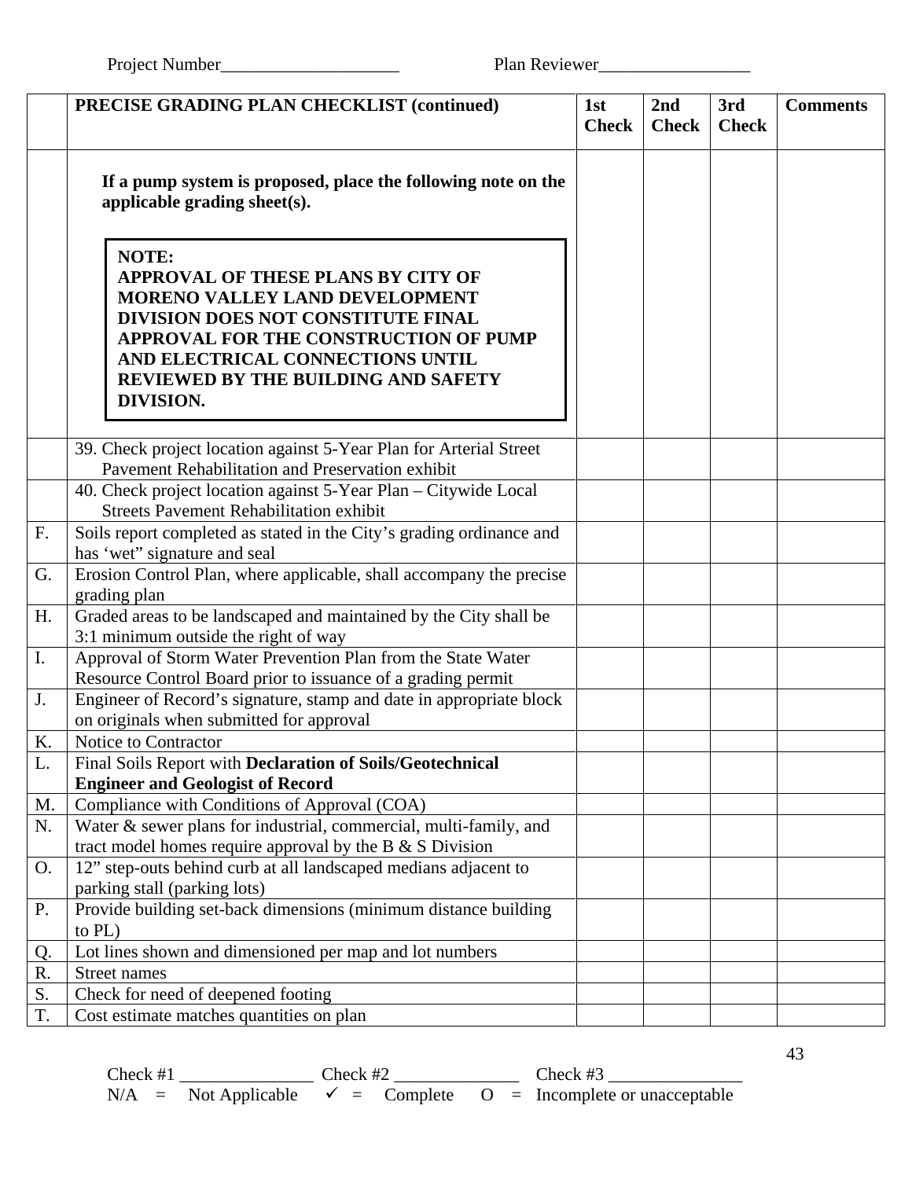Project Number____________________ Plan Reviewer_________________

| | PRECISE GRADING PLAN CHECKLIST (continued) | 1st Check | 2nd Check | 3rd Check | Comments |
|---|---|---|---|---|---|
| | **If a pump system is proposed, place the following note on the applicable grading sheet(s).** <br><br> **NOTE: APPROVAL OF THESE PLANS BY CITY OF MORENO VALLEY LAND DEVELOPMENT DIVISION DOES NOT CONSTITUTE FINAL APPROVAL FOR THE CONSTRUCTION OF PUMP AND ELECTRICAL CONNECTIONS UNTIL REVIEWED BY THE BUILDING AND SAFETY DIVISION.** | | | | |
| | 39. Check project location against 5-Year Plan for Arterial Street Pavement Rehabilitation and Preservation exhibit | | | | |
| | 40. Check project location against 5-Year Plan – Citywide Local Streets Pavement Rehabilitation exhibit | | | | |
| F. | Soils report completed as stated in the City's grading ordinance and has 'wet" signature and seal | | | | |
| G. | Erosion Control Plan, where applicable, shall accompany the precise grading plan | | | | |
| H. | Graded areas to be landscaped and maintained by the City shall be 3:1 minimum outside the right of way | | | | |
| I. | Approval of Storm Water Prevention Plan from the State Water Resource Control Board prior to issuance of a grading permit | | | | |
| J. | Engineer of Record's signature, stamp and date in appropriate block on originals when submitted for approval | | | | |
| K. | Notice to Contractor | | | | |
| L. | Final Soils Report with **Declaration of Soils/Geotechnical Engineer and Geologist of Record** | | | | |
| M. | Compliance with Conditions of Approval (COA) | | | | |
| N. | Water & sewer plans for industrial, commercial, multi-family, and tract model homes require approval by the B & S Division | | | | |
| O. | 12" step-outs behind curb at all landscaped medians adjacent to parking stall (parking lots) | | | | |
| P. | Provide building set-back dimensions (minimum distance building to PL) | | | | |
| Q. | Lot lines shown and dimensioned per map and lot numbers | | | | |
| R. | Street names | | | | |
| S. | Check for need of deepened footing | | | | |
| T. | Cost estimate matches quantities on plan | | | | |

Check #1 _______________ Check #2 ______________ Check #3 _______________

N/A = Not Applicable ✓ = Complete O = Incomplete or unacceptable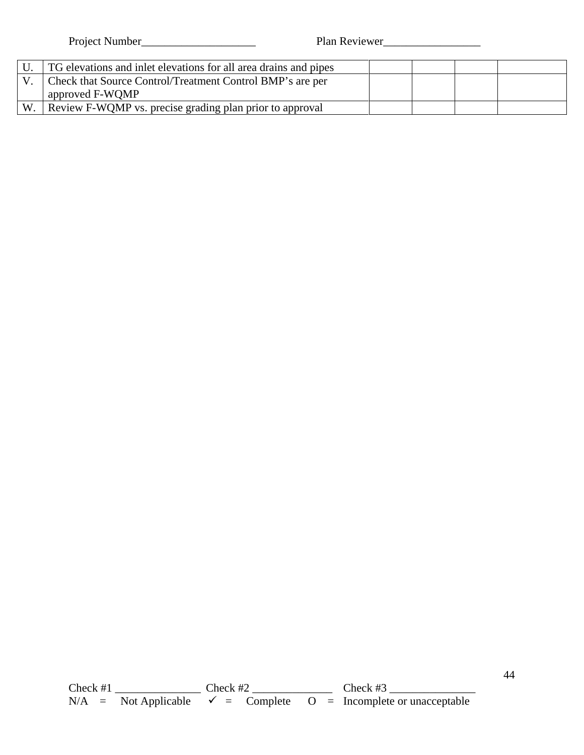Project Number____________________ Plan Reviewer_________________

| | | | | | |
|---|---|---|---|---|---|
| U. | TG elevations and inlet elevations for all area drains and pipes | | | | |
| V. | Check that Source Control/Treatment Control BMP's are per approved F-WQMP | | | | |
| W. | Review F-WQMP vs. precise grading plan prior to approval | | | | |

Check #1 _______________ Check #2 ______________ Check #3 _______________

N/A = Not Applicable ✓ = Complete O = Incomplete or unacceptable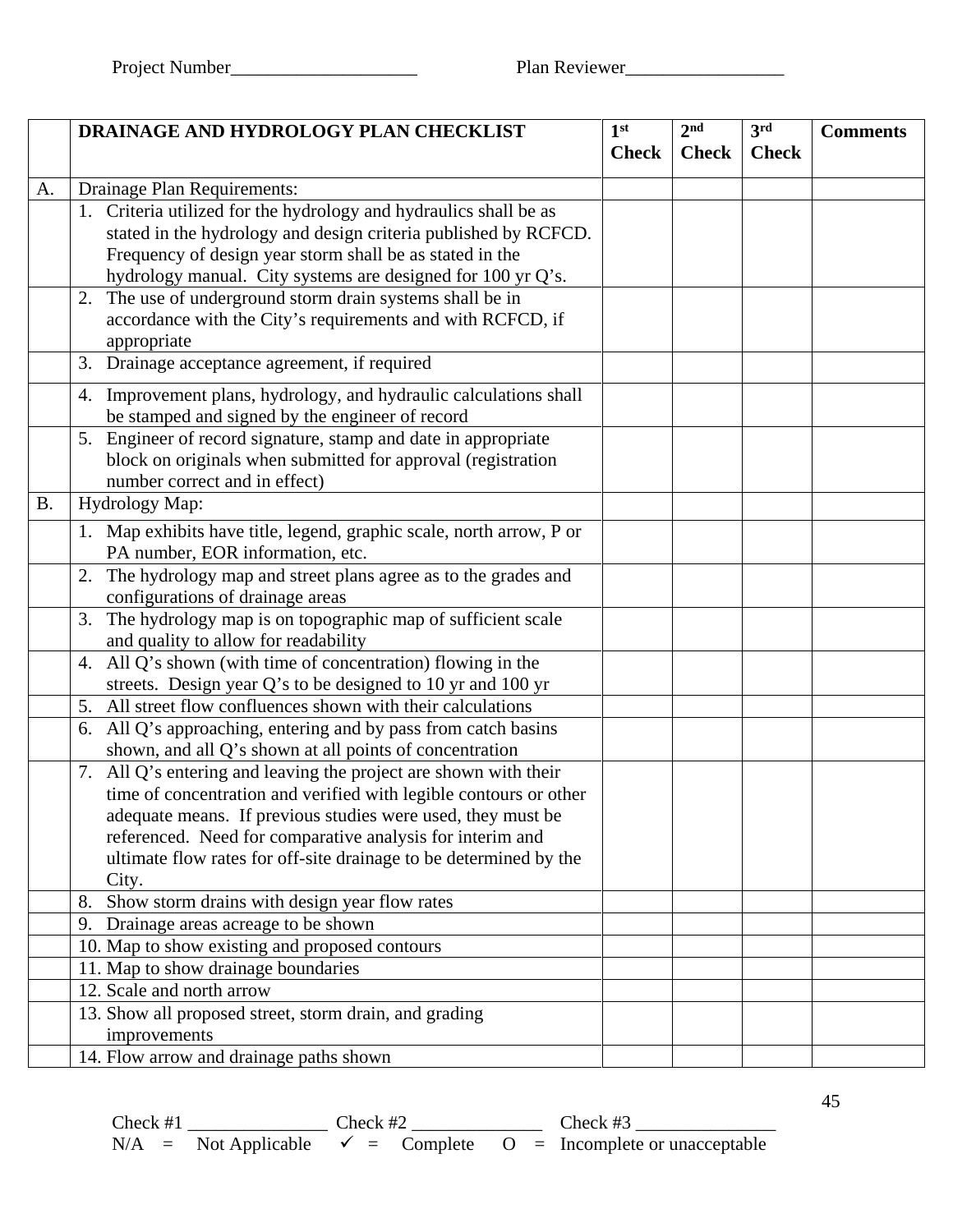Project Number____________________ Plan Reviewer_________________

| | DRAINAGE AND HYDROLOGY PLAN CHECKLIST | 1st Check | 2nd Check | 3rd Check | Comments |
|---|---|---|---|---|---|
| A. | Drainage Plan Requirements: | | | | |
| | 1. Criteria utilized for the hydrology and hydraulics shall be as stated in the hydrology and design criteria published by RCFCD. Frequency of design year storm shall be as stated in the hydrology manual. City systems are designed for 100 yr Q's. | | | | |
| | 2. The use of underground storm drain systems shall be in accordance with the City's requirements and with RCFCD, if appropriate | | | | |
| | 3. Drainage acceptance agreement, if required | | | | |
| | 4. Improvement plans, hydrology, and hydraulic calculations shall be stamped and signed by the engineer of record | | | | |
| | 5. Engineer of record signature, stamp and date in appropriate block on originals when submitted for approval (registration number correct and in effect) | | | | |
| B. | Hydrology Map: | | | | |
| | 1. Map exhibits have title, legend, graphic scale, north arrow, P or PA number, EOR information, etc. | | | | |
| | 2. The hydrology map and street plans agree as to the grades and configurations of drainage areas | | | | |
| | 3. The hydrology map is on topographic map of sufficient scale and quality to allow for readability | | | | |
| | 4. All Q's shown (with time of concentration) flowing in the streets. Design year Q's to be designed to 10 yr and 100 yr | | | | |
| | 5. All street flow confluences shown with their calculations | | | | |
| | 6. All Q's approaching, entering and by pass from catch basins shown, and all Q's shown at all points of concentration | | | | |
| | 7. All Q's entering and leaving the project are shown with their time of concentration and verified with legible contours or other adequate means. If previous studies were used, they must be referenced. Need for comparative analysis for interim and ultimate flow rates for off-site drainage to be determined by the City. | | | | |
| | 8. Show storm drains with design year flow rates | | | | |
| | 9. Drainage areas acreage to be shown | | | | |
| | 10. Map to show existing and proposed contours | | | | |
| | 11. Map to show drainage boundaries | | | | |
| | 12. Scale and north arrow | | | | |
| | 13. Show all proposed street, storm drain, and grading improvements | | | | |
| | 14. Flow arrow and drainage paths shown | | | | |

Check #1 _______________ Check #2 ______________ Check #3 _______________

N/A = Not Applicable ✓ = Complete O = Incomplete or unacceptable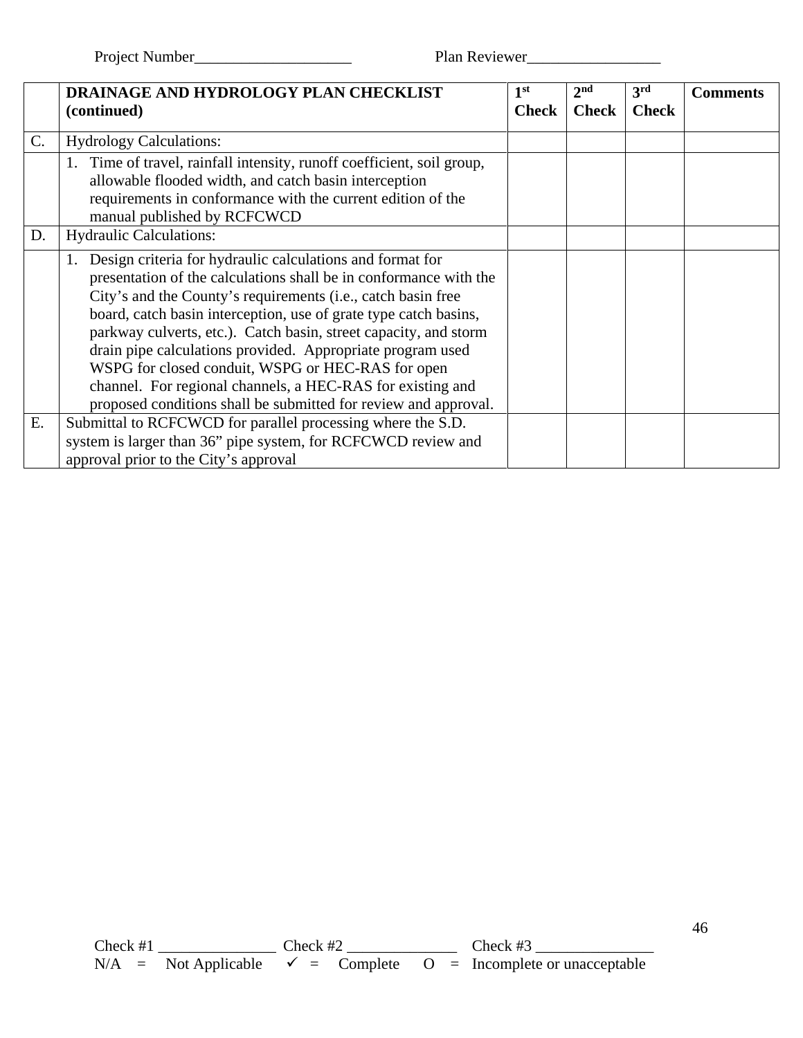Project Number____________________ Plan Reviewer_________________

| | **DRAINAGE AND HYDROLOGY PLAN CHECKLIST (continued)** | **1st Check** | **2nd Check** | **3rd Check** | **Comments** |
|---|---|---|---|---|---|
| C. | Hydrology Calculations: | | | | |
| | 1. Time of travel, rainfall intensity, runoff coefficient, soil group, allowable flooded width, and catch basin interception requirements in conformance with the current edition of the manual published by RCFCWCD | | | | |
| D. | Hydraulic Calculations: | | | | |
| | 1. Design criteria for hydraulic calculations and format for presentation of the calculations shall be in conformance with the City's and the County's requirements (i.e., catch basin free board, catch basin interception, use of grate type catch basins, parkway culverts, etc.). Catch basin, street capacity, and storm drain pipe calculations provided. Appropriate program used WSPG for closed conduit, WSPG or HEC-RAS for open channel. For regional channels, a HEC-RAS for existing and proposed conditions shall be submitted for review and approval. | | | | |
| E. | Submittal to RCFCWCD for parallel processing where the S.D. system is larger than 36" pipe system, for RCFCWCD review and approval prior to the City's approval | | | | |

Check #1 _______________ Check #2 ______________ Check #3 _______________

N/A = Not Applicable ✓ = Complete O = Incomplete or unacceptable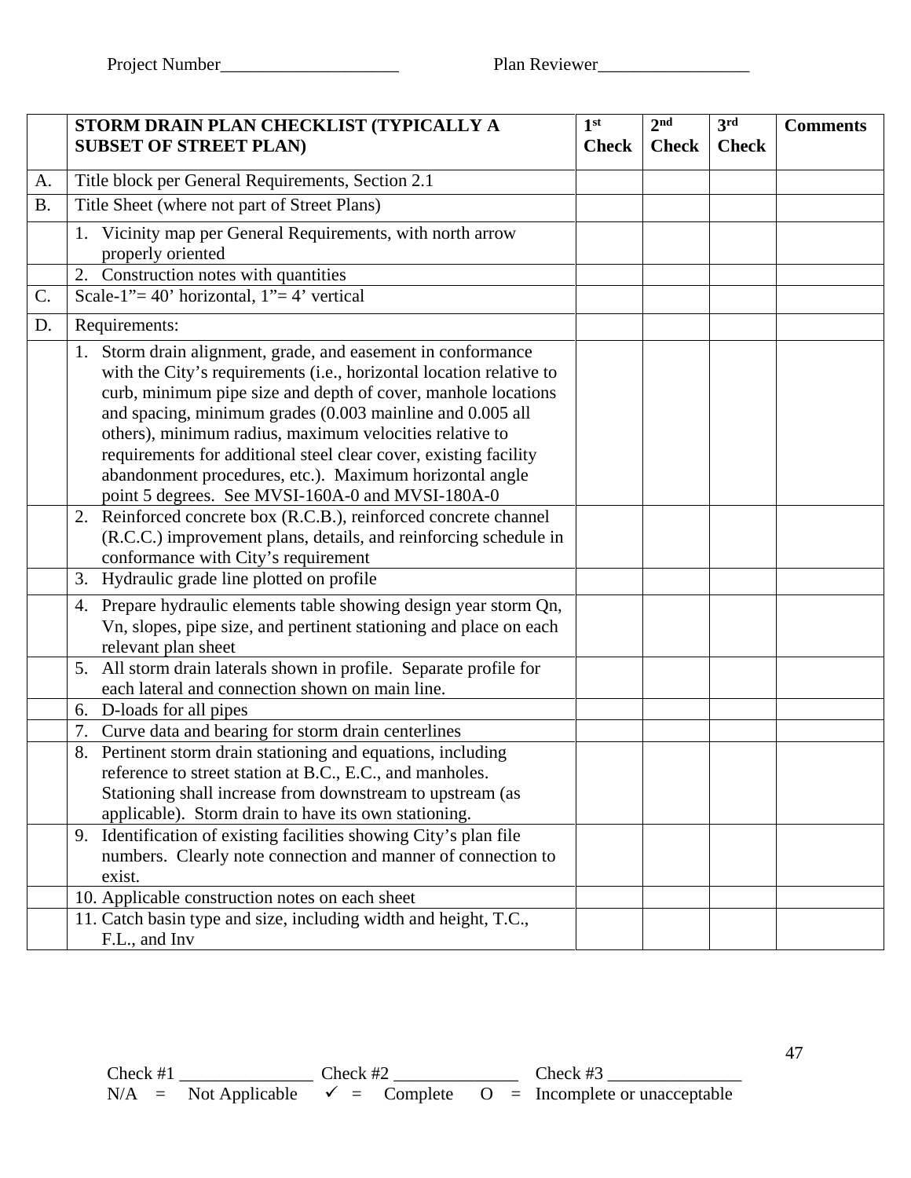Project Number____________________ Plan Reviewer_________________

| | STORM DRAIN PLAN CHECKLIST (TYPICALLY A SUBSET OF STREET PLAN) | 1st Check | 2nd Check | 3rd Check | Comments |
|---|---|---|---|---|---|
| A. | Title block per General Requirements, Section 2.1 | | | | |
| B. | Title Sheet (where not part of Street Plans) | | | | |
| | 1. Vicinity map per General Requirements, with north arrow properly oriented | | | | |
| | 2. Construction notes with quantities | | | | |
| C. | Scale-1"= 40' horizontal, 1"= 4' vertical | | | | |
| D. | Requirements: | | | | |
| | 1. Storm drain alignment, grade, and easement in conformance with the City's requirements (i.e., horizontal location relative to curb, minimum pipe size and depth of cover, manhole locations and spacing, minimum grades (0.003 mainline and 0.005 all others), minimum radius, maximum velocities relative to requirements for additional steel clear cover, existing facility abandonment procedures, etc.). Maximum horizontal angle point 5 degrees. See MVSI-160A-0 and MVSI-180A-0 | | | | |
| | 2. Reinforced concrete box (R.C.B.), reinforced concrete channel (R.C.C.) improvement plans, details, and reinforcing schedule in conformance with City's requirement | | | | |
| | 3. Hydraulic grade line plotted on profile | | | | |
| | 4. Prepare hydraulic elements table showing design year storm Qn, Vn, slopes, pipe size, and pertinent stationing and place on each relevant plan sheet | | | | |
| | 5. All storm drain laterals shown in profile. Separate profile for each lateral and connection shown on main line. | | | | |
| | 6. D-loads for all pipes | | | | |
| | 7. Curve data and bearing for storm drain centerlines | | | | |
| | 8. Pertinent storm drain stationing and equations, including reference to street station at B.C., E.C., and manholes. Stationing shall increase from downstream to upstream (as applicable). Storm drain to have its own stationing. | | | | |
| | 9. Identification of existing facilities showing City's plan file numbers. Clearly note connection and manner of connection to exist. | | | | |
| | 10. Applicable construction notes on each sheet | | | | |
| | 11. Catch basin type and size, including width and height, T.C., F.L., and Inv | | | | |

Check #1 _______________ Check #2 ______________ Check #3 _______________

N/A = Not Applicable ✓ = Complete O = Incomplete or unacceptable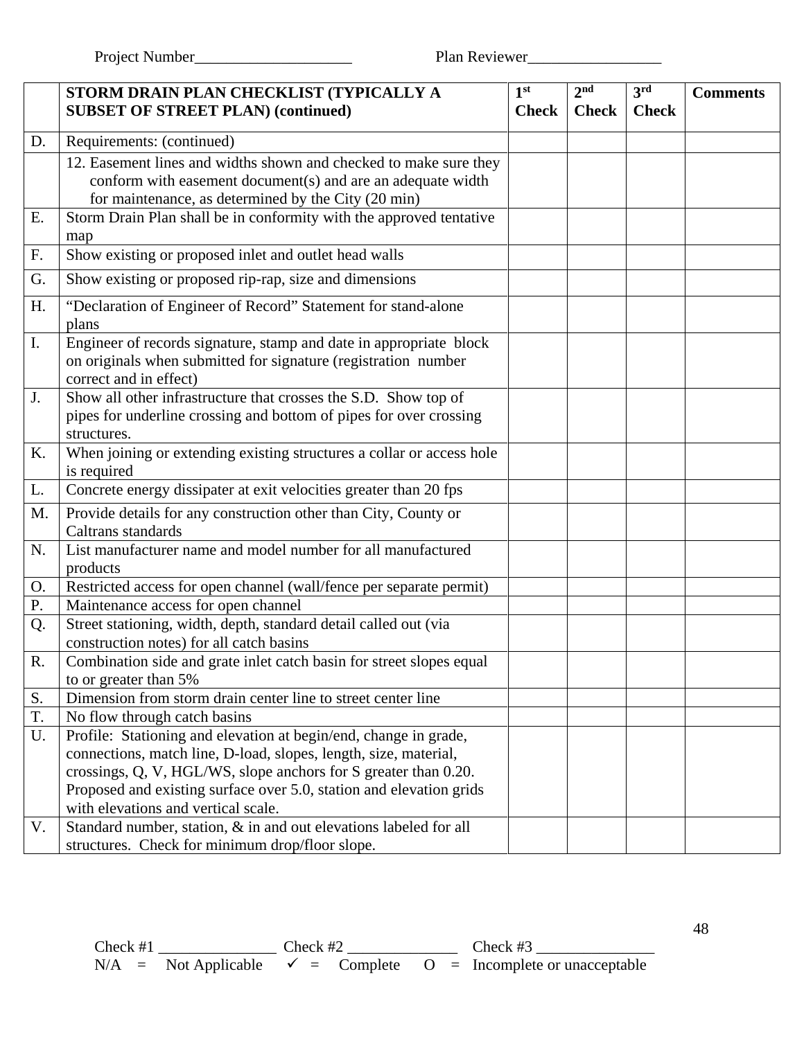Project Number____________________ Plan Reviewer_________________

| | STORM DRAIN PLAN CHECKLIST (TYPICALLY A SUBSET OF STREET PLAN) (continued) | 1st Check | 2nd Check | 3rd Check | Comments |
|---|---|---|---|---|---|
| D. | Requirements: (continued) | | | | |
| | 12. Easement lines and widths shown and checked to make sure they conform with easement document(s) and are an adequate width for maintenance, as determined by the City (20 min) | | | | |
| E. | Storm Drain Plan shall be in conformity with the approved tentative map | | | | |
| F. | Show existing or proposed inlet and outlet head walls | | | | |
| G. | Show existing or proposed rip-rap, size and dimensions | | | | |
| H. | "Declaration of Engineer of Record" Statement for stand-alone plans | | | | |
| I. | Engineer of records signature, stamp and date in appropriate block on originals when submitted for signature (registration number correct and in effect) | | | | |
| J. | Show all other infrastructure that crosses the S.D. Show top of pipes for underline crossing and bottom of pipes for over crossing structures. | | | | |
| K. | When joining or extending existing structures a collar or access hole is required | | | | |
| L. | Concrete energy dissipater at exit velocities greater than 20 fps | | | | |
| M. | Provide details for any construction other than City, County or Caltrans standards | | | | |
| N. | List manufacturer name and model number for all manufactured products | | | | |
| O. | Restricted access for open channel (wall/fence per separate permit) | | | | |
| P. | Maintenance access for open channel | | | | |
| Q. | Street stationing, width, depth, standard detail called out (via construction notes) for all catch basins | | | | |
| R. | Combination side and grate inlet catch basin for street slopes equal to or greater than 5% | | | | |
| S. | Dimension from storm drain center line to street center line | | | | |
| T. | No flow through catch basins | | | | |
| U. | Profile: Stationing and elevation at begin/end, change in grade, connections, match line, D-load, slopes, length, size, material, crossings, Q, V, HGL/WS, slope anchors for S greater than 0.20. Proposed and existing surface over 5.0, station and elevation grids with elevations and vertical scale. | | | | |
| V. | Standard number, station, & in and out elevations labeled for all structures. Check for minimum drop/floor slope. | | | | |

Check #1 _______________ Check #2 ______________ Check #3 _______________

N/A = Not Applicable ✓ = Complete O = Incomplete or unacceptable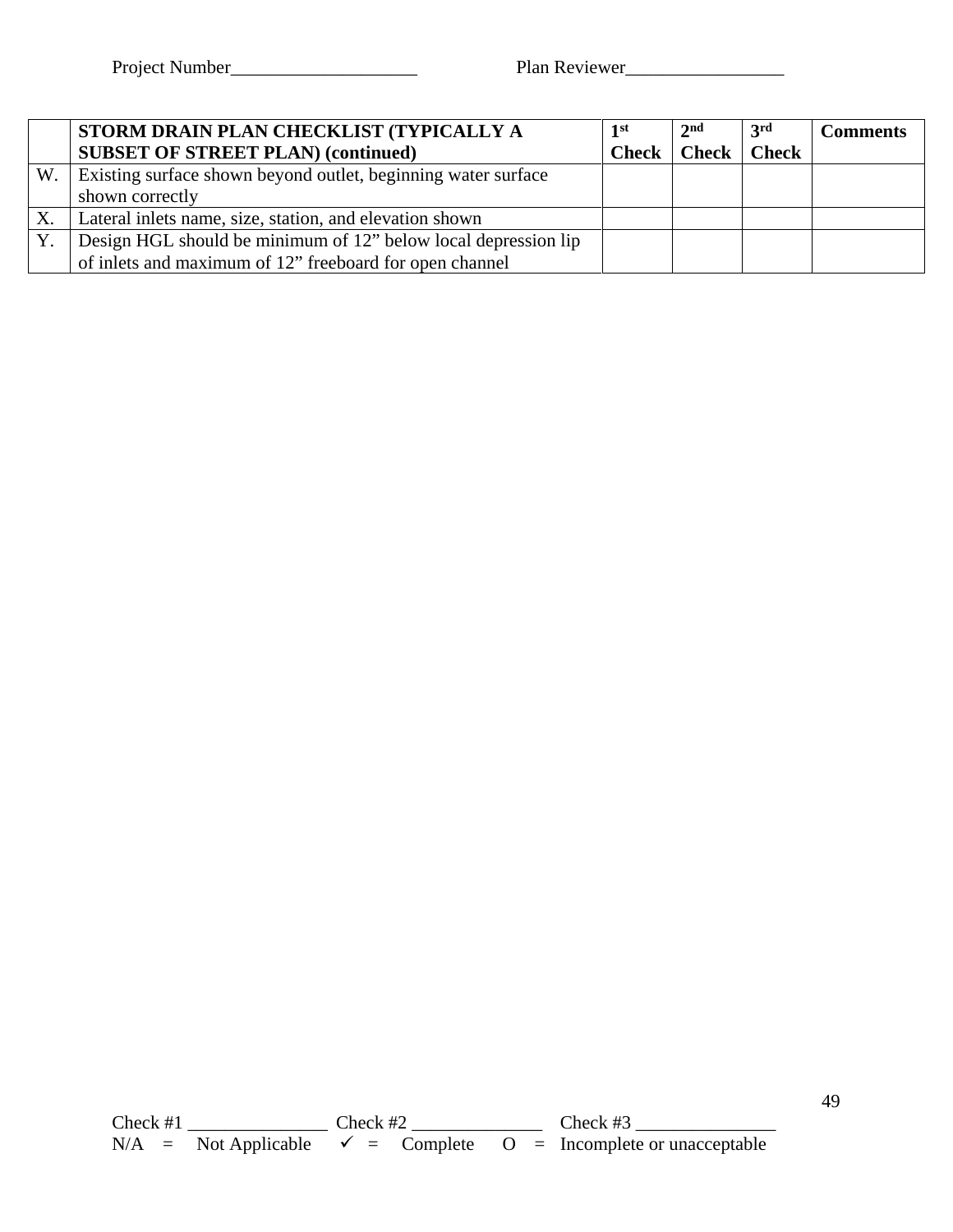Project Number____________________ Plan Reviewer_________________

| | STORM DRAIN PLAN CHECKLIST (TYPICALLY A SUBSET OF STREET PLAN) (continued) | 1st Check | 2nd Check | 3rd Check | Comments |
|---|---|---|---|---|---|
| W. | Existing surface shown beyond outlet, beginning water surface shown correctly | | | | |
| X. | Lateral inlets name, size, station, and elevation shown | | | | |
| Y. | Design HGL should be minimum of 12" below local depression lip of inlets and maximum of 12" freeboard for open channel | | | | |

Check #1 _______________ Check #2 ______________ Check #3 _______________

N/A = Not Applicable ✓ = Complete O = Incomplete or unacceptable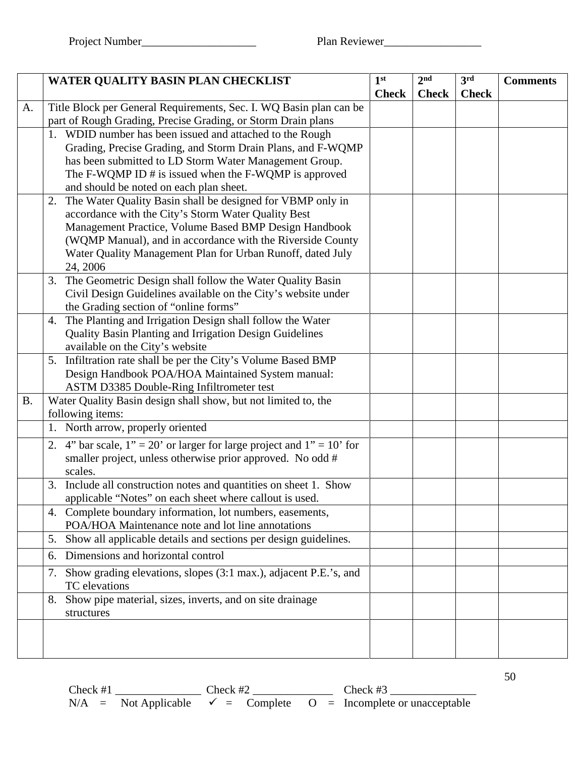Project Number____________________ Plan Reviewer_________________

| | WATER QUALITY BASIN PLAN CHECKLIST | 1st Check | 2nd Check | 3rd Check | Comments |
|---|---|---|---|---|---|
| A. | Title Block per General Requirements, Sec. I. WQ Basin plan can be part of Rough Grading, Precise Grading, or Storm Drain plans | | | | |
| | 1. WDID number has been issued and attached to the Rough Grading, Precise Grading, and Storm Drain Plans, and F-WQMP has been submitted to LD Storm Water Management Group. The F-WQMP ID # is issued when the F-WQMP is approved and should be noted on each plan sheet. | | | | |
| | 2. The Water Quality Basin shall be designed for VBMP only in accordance with the City's Storm Water Quality Best Management Practice, Volume Based BMP Design Handbook (WQMP Manual), and in accordance with the Riverside County Water Quality Management Plan for Urban Runoff, dated July 24, 2006 | | | | |
| | 3. The Geometric Design shall follow the Water Quality Basin Civil Design Guidelines available on the City's website under the Grading section of "online forms" | | | | |
| | 4. The Planting and Irrigation Design shall follow the Water Quality Basin Planting and Irrigation Design Guidelines available on the City's website | | | | |
| | 5. Infiltration rate shall be per the City's Volume Based BMP Design Handbook POA/HOA Maintained System manual: ASTM D3385 Double-Ring Infiltrometer test | | | | |
| B. | Water Quality Basin design shall show, but not limited to, the following items: | | | | |
| | 1. North arrow, properly oriented | | | | |
| | 2. 4" bar scale, 1" = 20' or larger for large project and 1" = 10' for smaller project, unless otherwise prior approved. No odd # scales. | | | | |
| | 3. Include all construction notes and quantities on sheet 1. Show applicable "Notes" on each sheet where callout is used. | | | | |
| | 4. Complete boundary information, lot numbers, easements, POA/HOA Maintenance note and lot line annotations | | | | |
| | 5. Show all applicable details and sections per design guidelines. | | | | |
| | 6. Dimensions and horizontal control | | | | |
| | 7. Show grading elevations, slopes (3:1 max.), adjacent P.E.'s, and TC elevations | | | | |
| | 8. Show pipe material, sizes, inverts, and on site drainage structures | | | | |
| | | | | | |

Check #1 _______________ Check #2 ______________ Check #3 _______________

N/A = Not Applicable ✓ = Complete O = Incomplete or unacceptable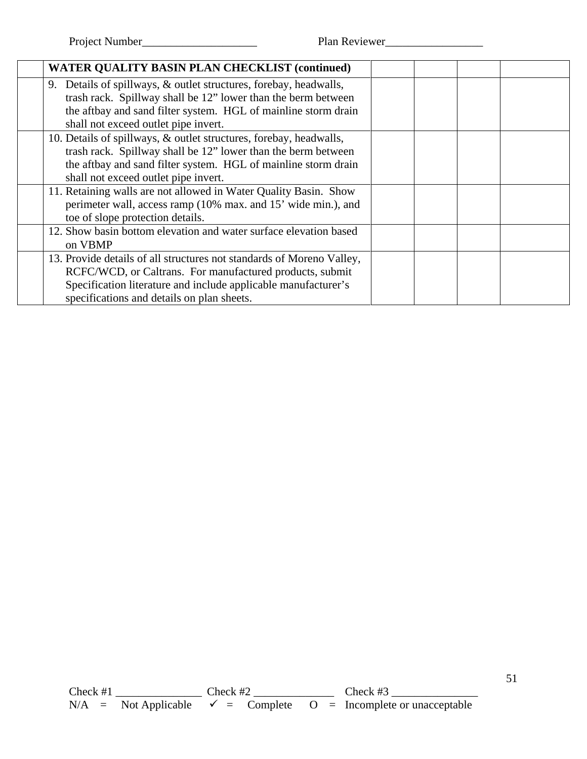Project Number___________________ Plan Reviewer________________

| | WATER QUALITY BASIN PLAN CHECKLIST (continued) | | | | |
|---|---|---|---|---|---|
| | 9. Details of spillways, & outlet structures, forebay, headwalls, trash rack. Spillway shall be 12" lower than the berm between the aftbay and sand filter system. HGL of mainline storm drain shall not exceed outlet pipe invert. | | | | |
| | 10. Details of spillways, & outlet structures, forebay, headwalls, trash rack. Spillway shall be 12" lower than the berm between the aftbay and sand filter system. HGL of mainline storm drain shall not exceed outlet pipe invert. | | | | |
| | 11. Retaining walls are not allowed in Water Quality Basin. Show perimeter wall, access ramp (10% max. and 15' wide min.), and toe of slope protection details. | | | | |
| | 12. Show basin bottom elevation and water surface elevation based on VBMP | | | | |
| | 13. Provide details of all structures not standards of Moreno Valley, RCFC/WCD, or Caltrans. For manufactured products, submit Specification literature and include applicable manufacturer's specifications and details on plan sheets. | | | | |

Check #1 ______________ Check #2 _____________ Check #3 ______________

N/A = Not Applicable ✓ = Complete O = Incomplete or unacceptable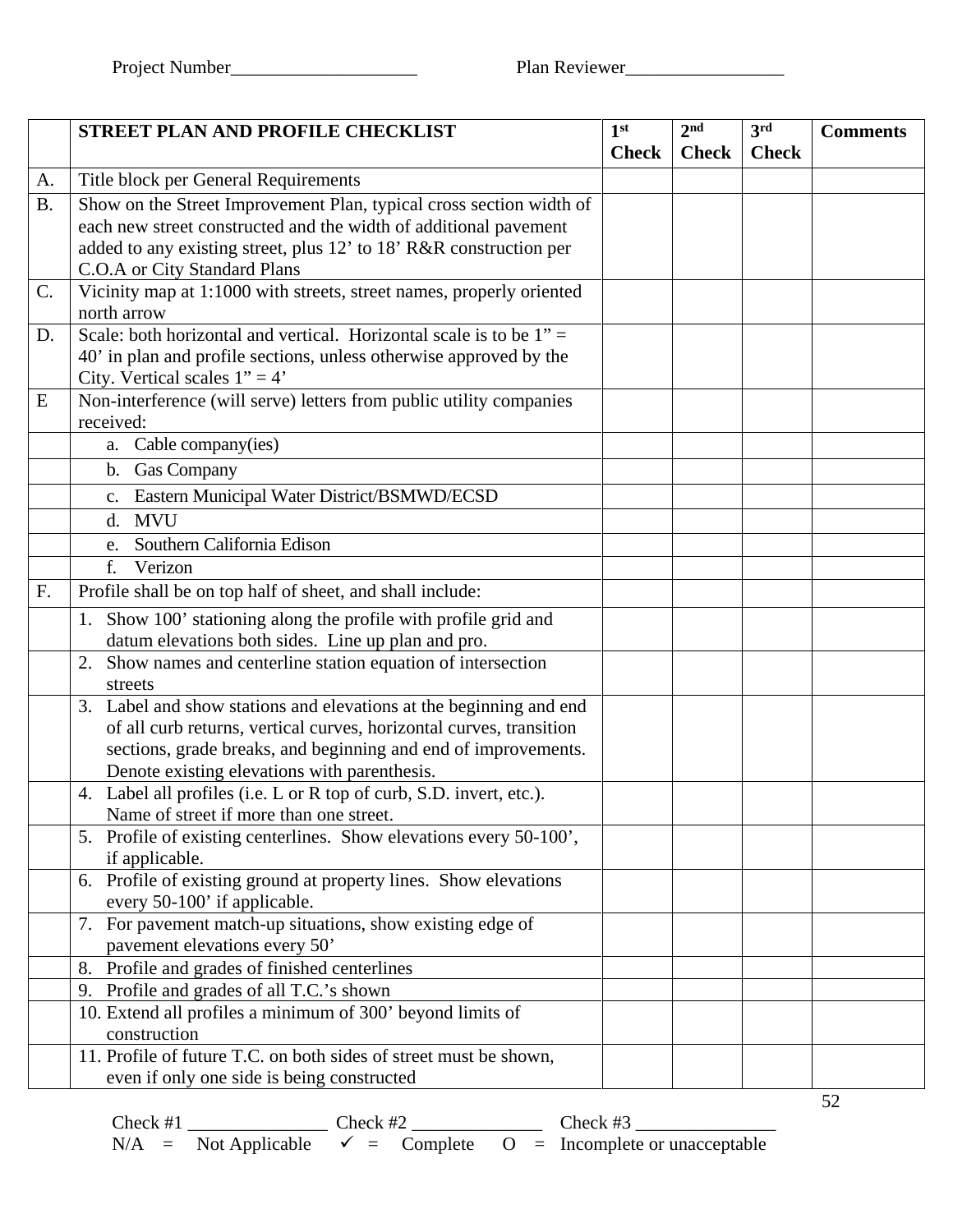Project Number____________________ Plan Reviewer_________________

| | STREET PLAN AND PROFILE CHECKLIST | 1st Check | 2nd Check | 3rd Check | Comments |
|---|---|---|---|---|---|
| A. | Title block per General Requirements | | | | |
| B. | Show on the Street Improvement Plan, typical cross section width of each new street constructed and the width of additional pavement added to any existing street, plus 12' to 18' R&R construction per C.O.A or City Standard Plans | | | | |
| C. | Vicinity map at 1:1000 with streets, street names, properly oriented north arrow | | | | |
| D. | Scale: both horizontal and vertical. Horizontal scale is to be 1" = 40' in plan and profile sections, unless otherwise approved by the City. Vertical scales 1" = 4' | | | | |
| E | Non-interference (will serve) letters from public utility companies received: | | | | |
| | a. Cable company(ies) | | | | |
| | b. Gas Company | | | | |
| | c. Eastern Municipal Water District/BSMWD/ECSD | | | | |
| | d. MVU | | | | |
| | e. Southern California Edison | | | | |
| | f. Verizon | | | | |
| F. | Profile shall be on top half of sheet, and shall include: | | | | |
| | 1. Show 100' stationing along the profile with profile grid and datum elevations both sides. Line up plan and pro. | | | | |
| | 2. Show names and centerline station equation of intersection streets | | | | |
| | 3. Label and show stations and elevations at the beginning and end of all curb returns, vertical curves, horizontal curves, transition sections, grade breaks, and beginning and end of improvements. Denote existing elevations with parenthesis. | | | | |
| | 4. Label all profiles (i.e. L or R top of curb, S.D. invert, etc.). Name of street if more than one street. | | | | |
| | 5. Profile of existing centerlines. Show elevations every 50-100', if applicable. | | | | |
| | 6. Profile of existing ground at property lines. Show elevations every 50-100' if applicable. | | | | |
| | 7. For pavement match-up situations, show existing edge of pavement elevations every 50' | | | | |
| | 8. Profile and grades of finished centerlines | | | | |
| | 9. Profile and grades of all T.C.'s shown | | | | |
| | 10. Extend all profiles a minimum of 300' beyond limits of construction | | | | |
| | 11. Profile of future T.C. on both sides of street must be shown, even if only one side is being constructed | | | | |

Check #1 _______________ Check #2 ______________ Check #3 _______________

N/A = Not Applicable ✓ = Complete O = Incomplete or unacceptable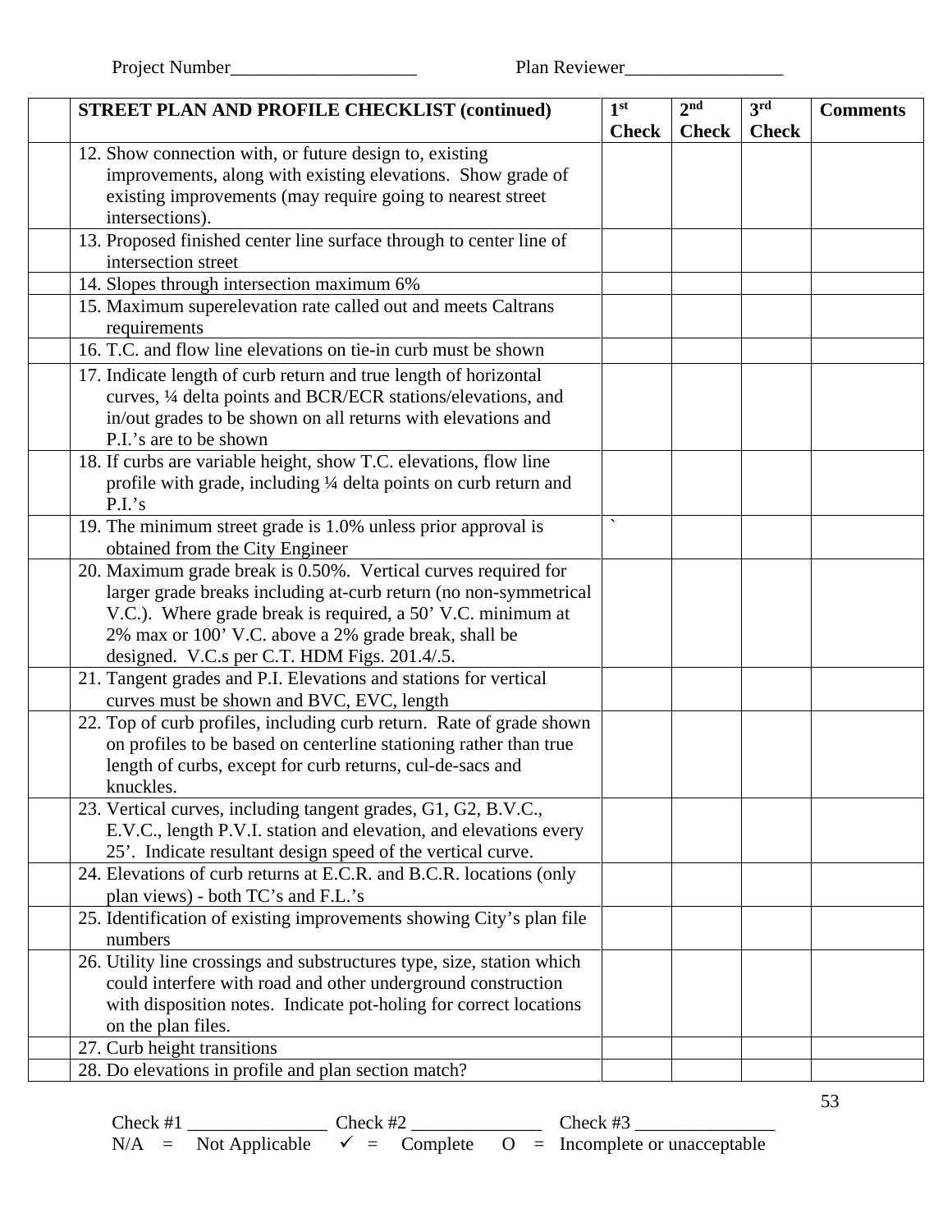Project Number____________________ Plan Reviewer_________________

| | STREET PLAN AND PROFILE CHECKLIST (continued) | 1st Check | 2nd Check | 3rd Check | Comments |
|---|---|---|---|---|---|
| | 12. Show connection with, or future design to, existing improvements, along with existing elevations. Show grade of existing improvements (may require going to nearest street intersections). | | | | |
| | 13. Proposed finished center line surface through to center line of intersection street | | | | |
| | 14. Slopes through intersection maximum 6% | | | | |
| | 15. Maximum superelevation rate called out and meets Caltrans requirements | | | | |
| | 16. T.C. and flow line elevations on tie-in curb must be shown | | | | |
| | 17. Indicate length of curb return and true length of horizontal curves, ¼ delta points and BCR/ECR stations/elevations, and in/out grades to be shown on all returns with elevations and P.I.'s are to be shown | | | | |
| | 18. If curbs are variable height, show T.C. elevations, flow line profile with grade, including ¼ delta points on curb return and P.I.'s | | | | |
| | 19. The minimum street grade is 1.0% unless prior approval is obtained from the City Engineer | ` | | | |
| | 20. Maximum grade break is 0.50%. Vertical curves required for larger grade breaks including at-curb return (no non-symmetrical V.C.). Where grade break is required, a 50' V.C. minimum at 2% max or 100' V.C. above a 2% grade break, shall be designed. V.C.s per C.T. HDM Figs. 201.4/.5. | | | | |
| | 21. Tangent grades and P.I. Elevations and stations for vertical curves must be shown and BVC, EVC, length | | | | |
| | 22. Top of curb profiles, including curb return. Rate of grade shown on profiles to be based on centerline stationing rather than true length of curbs, except for curb returns, cul-de-sacs and knuckles. | | | | |
| | 23. Vertical curves, including tangent grades, G1, G2, B.V.C., E.V.C., length P.V.I. station and elevation, and elevations every 25'. Indicate resultant design speed of the vertical curve. | | | | |
| | 24. Elevations of curb returns at E.C.R. and B.C.R. locations (only plan views) - both TC's and F.L.'s | | | | |
| | 25. Identification of existing improvements showing City's plan file numbers | | | | |
| | 26. Utility line crossings and substructures type, size, station which could interfere with road and other underground construction with disposition notes. Indicate pot-holing for correct locations on the plan files. | | | | |
| | 27. Curb height transitions | | | | |
| | 28. Do elevations in profile and plan section match? | | | | |

Check #1 _______________ Check #2 ______________ Check #3 _______________

N/A = Not Applicable ✓ = Complete O = Incomplete or unacceptable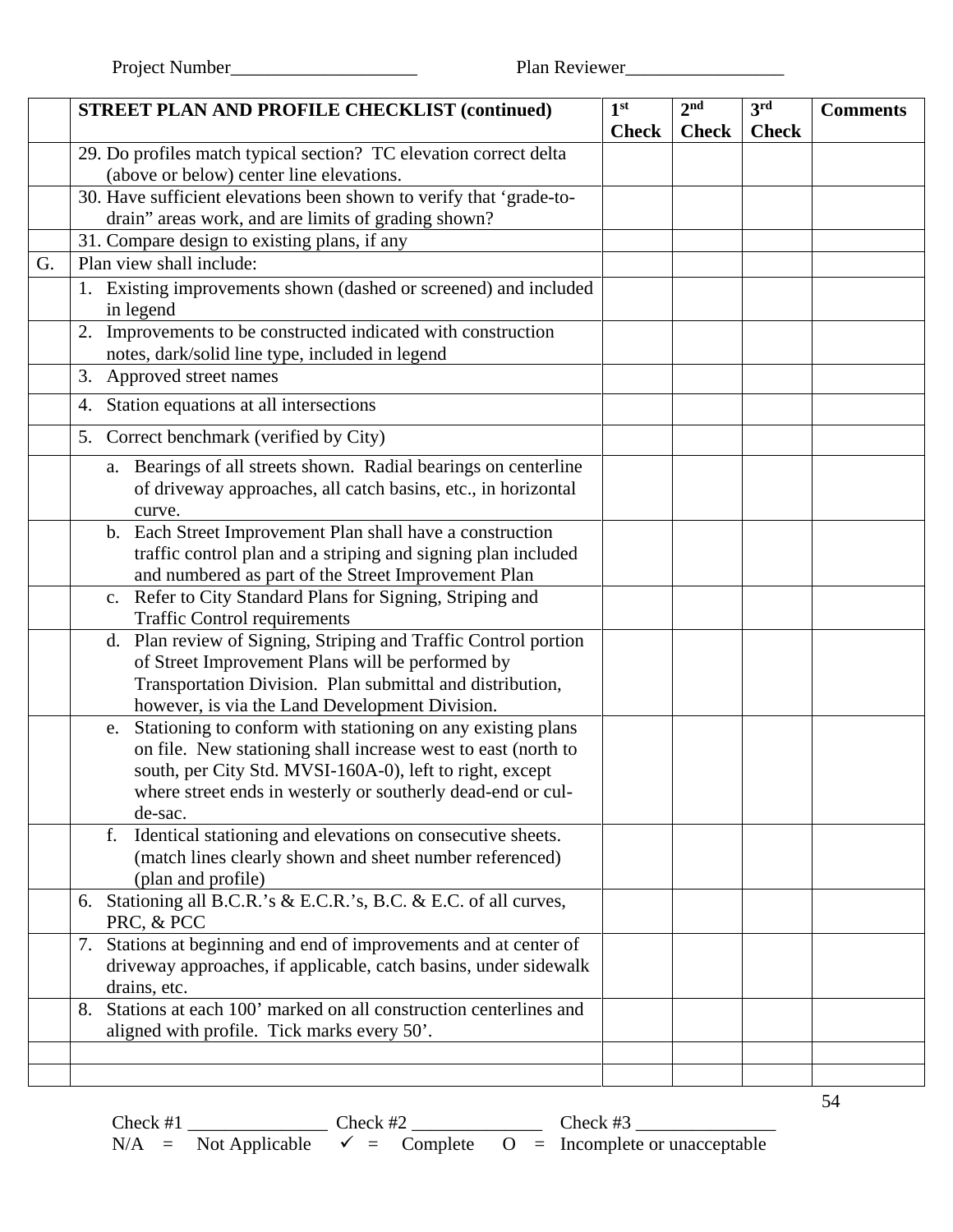Project Number____________________ Plan Reviewer_________________

| | STREET PLAN AND PROFILE CHECKLIST (continued) | 1st Check | 2nd Check | 3rd Check | Comments |
|---|---|---|---|---|---|
| | 29. Do profiles match typical section? TC elevation correct delta (above or below) center line elevations. | | | | |
| | 30. Have sufficient elevations been shown to verify that 'grade-to-drain" areas work, and are limits of grading shown? | | | | |
| | 31. Compare design to existing plans, if any | | | | |
| G. | Plan view shall include: | | | | |
| | 1. Existing improvements shown (dashed or screened) and included in legend | | | | |
| | 2. Improvements to be constructed indicated with construction notes, dark/solid line type, included in legend | | | | |
| | 3. Approved street names | | | | |
| | 4. Station equations at all intersections | | | | |
| | 5. Correct benchmark (verified by City) | | | | |
| | a. Bearings of all streets shown. Radial bearings on centerline of driveway approaches, all catch basins, etc., in horizontal curve. | | | | |
| | b. Each Street Improvement Plan shall have a construction traffic control plan and a striping and signing plan included and numbered as part of the Street Improvement Plan | | | | |
| | c. Refer to City Standard Plans for Signing, Striping and Traffic Control requirements | | | | |
| | d. Plan review of Signing, Striping and Traffic Control portion of Street Improvement Plans will be performed by Transportation Division. Plan submittal and distribution, however, is via the Land Development Division. | | | | |
| | e. Stationing to conform with stationing on any existing plans on file. New stationing shall increase west to east (north to south, per City Std. MVSI-160A-0), left to right, except where street ends in westerly or southerly dead-end or cul-de-sac. | | | | |
| | f. Identical stationing and elevations on consecutive sheets. (match lines clearly shown and sheet number referenced) (plan and profile) | | | | |
| | 6. Stationing all B.C.R.'s & E.C.R.'s, B.C. & E.C. of all curves, PRC, & PCC | | | | |
| | 7. Stations at beginning and end of improvements and at center of driveway approaches, if applicable, catch basins, under sidewalk drains, etc. | | | | |
| | 8. Stations at each 100' marked on all construction centerlines and aligned with profile. Tick marks every 50'. | | | | |
| | | | | | |
| | | | | | |

Check #1 _______________ Check #2 ______________ Check #3 _______________

N/A = Not Applicable ✓ = Complete O = Incomplete or unacceptable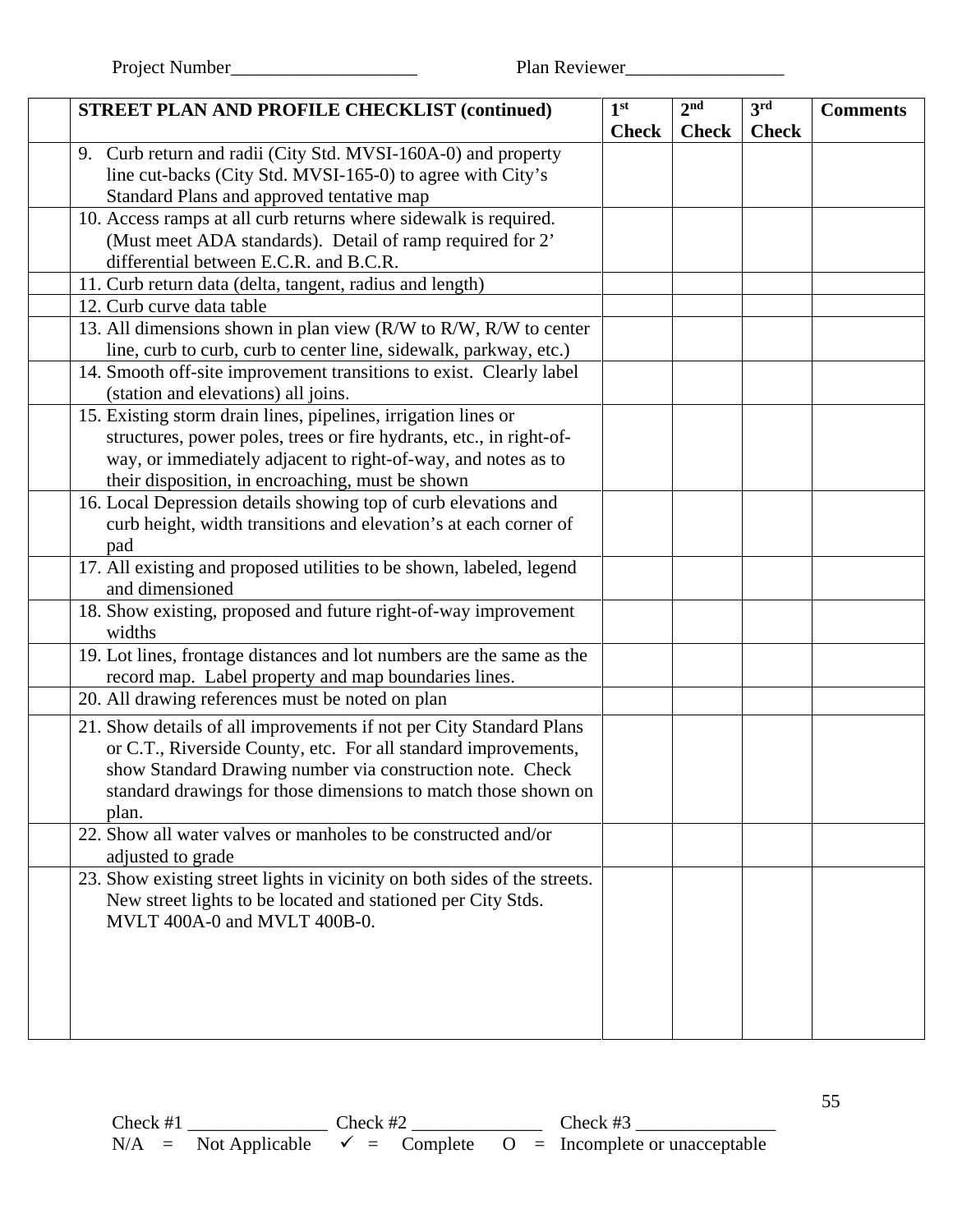Project Number____________________ Plan Reviewer_________________

| | STREET PLAN AND PROFILE CHECKLIST (continued) | 1st Check | 2nd Check | 3rd Check | Comments |
|---|---|---|---|---|---|
| | 9. Curb return and radii (City Std. MVSI-160A-0) and property line cut-backs (City Std. MVSI-165-0) to agree with City's Standard Plans and approved tentative map | | | | |
| | 10. Access ramps at all curb returns where sidewalk is required. (Must meet ADA standards). Detail of ramp required for 2' differential between E.C.R. and B.C.R. | | | | |
| | 11. Curb return data (delta, tangent, radius and length) | | | | |
| | 12. Curb curve data table | | | | |
| | 13. All dimensions shown in plan view (R/W to R/W, R/W to center line, curb to curb, curb to center line, sidewalk, parkway, etc.) | | | | |
| | 14. Smooth off-site improvement transitions to exist. Clearly label (station and elevations) all joins. | | | | |
| | 15. Existing storm drain lines, pipelines, irrigation lines or structures, power poles, trees or fire hydrants, etc., in right-of-way, or immediately adjacent to right-of-way, and notes as to their disposition, in encroaching, must be shown | | | | |
| | 16. Local Depression details showing top of curb elevations and curb height, width transitions and elevation's at each corner of pad | | | | |
| | 17. All existing and proposed utilities to be shown, labeled, legend and dimensioned | | | | |
| | 18. Show existing, proposed and future right-of-way improvement widths | | | | |
| | 19. Lot lines, frontage distances and lot numbers are the same as the record map. Label property and map boundaries lines. | | | | |
| | 20. All drawing references must be noted on plan | | | | |
| | 21. Show details of all improvements if not per City Standard Plans or C.T., Riverside County, etc. For all standard improvements, show Standard Drawing number via construction note. Check standard drawings for those dimensions to match those shown on plan. | | | | |
| | 22. Show all water valves or manholes to be constructed and/or adjusted to grade | | | | |
| | 23. Show existing street lights in vicinity on both sides of the streets. New street lights to be located and stationed per City Stds. MVLT 400A-0 and MVLT 400B-0. | | | | |

Check #1 _______________ Check #2 ______________ Check #3 _______________

N/A = Not Applicable ✓ = Complete O = Incomplete or unacceptable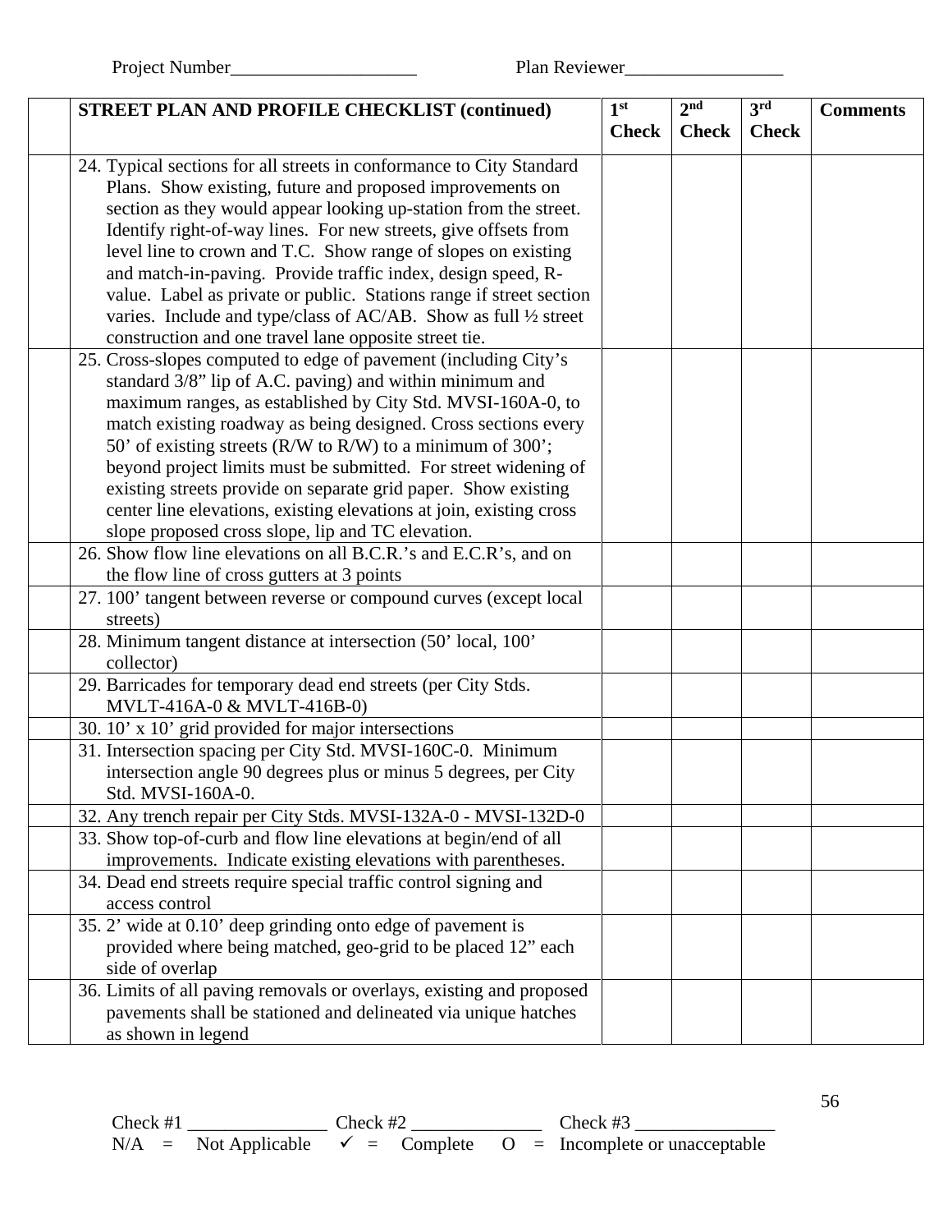Project Number___________________ Plan Reviewer________________

| | STREET PLAN AND PROFILE CHECKLIST (continued) | 1st Check | 2nd Check | 3rd Check | Comments |
|---|---|---|---|---|---|
| | 24. Typical sections for all streets in conformance to City Standard Plans. Show existing, future and proposed improvements on section as they would appear looking up-station from the street. Identify right-of-way lines. For new streets, give offsets from level line to crown and T.C. Show range of slopes on existing and match-in-paving. Provide traffic index, design speed, R-value. Label as private or public. Stations range if street section varies. Include and type/class of AC/AB. Show as full ½ street construction and one travel lane opposite street tie. | | | | |
| | 25. Cross-slopes computed to edge of pavement (including City's standard 3/8" lip of A.C. paving) and within minimum and maximum ranges, as established by City Std. MVSI-160A-0, to match existing roadway as being designed. Cross sections every 50' of existing streets (R/W to R/W) to a minimum of 300'; beyond project limits must be submitted. For street widening of existing streets provide on separate grid paper. Show existing center line elevations, existing elevations at join, existing cross slope proposed cross slope, lip and TC elevation. | | | | |
| | 26. Show flow line elevations on all B.C.R.'s and E.C.R's, and on the flow line of cross gutters at 3 points | | | | |
| | 27. 100' tangent between reverse or compound curves (except local streets) | | | | |
| | 28. Minimum tangent distance at intersection (50' local, 100' collector) | | | | |
| | 29. Barricades for temporary dead end streets (per City Stds. MVLT-416A-0 & MVLT-416B-0) | | | | |
| | 30. 10' x 10' grid provided for major intersections | | | | |
| | 31. Intersection spacing per City Std. MVSI-160C-0. Minimum intersection angle 90 degrees plus or minus 5 degrees, per City Std. MVSI-160A-0. | | | | |
| | 32. Any trench repair per City Stds. MVSI-132A-0 - MVSI-132D-0 | | | | |
| | 33. Show top-of-curb and flow line elevations at begin/end of all improvements. Indicate existing elevations with parentheses. | | | | |
| | 34. Dead end streets require special traffic control signing and access control | | | | |
| | 35. 2' wide at 0.10' deep grinding onto edge of pavement is provided where being matched, geo-grid to be placed 12" each side of overlap | | | | |
| | 36. Limits of all paving removals or overlays, existing and proposed pavements shall be stationed and delineated via unique hatches as shown in legend | | | | |

Check #1 ______________ Check #2 _____________ Check #3 ______________

N/A = Not Applicable ✓ = Complete O = Incomplete or unacceptable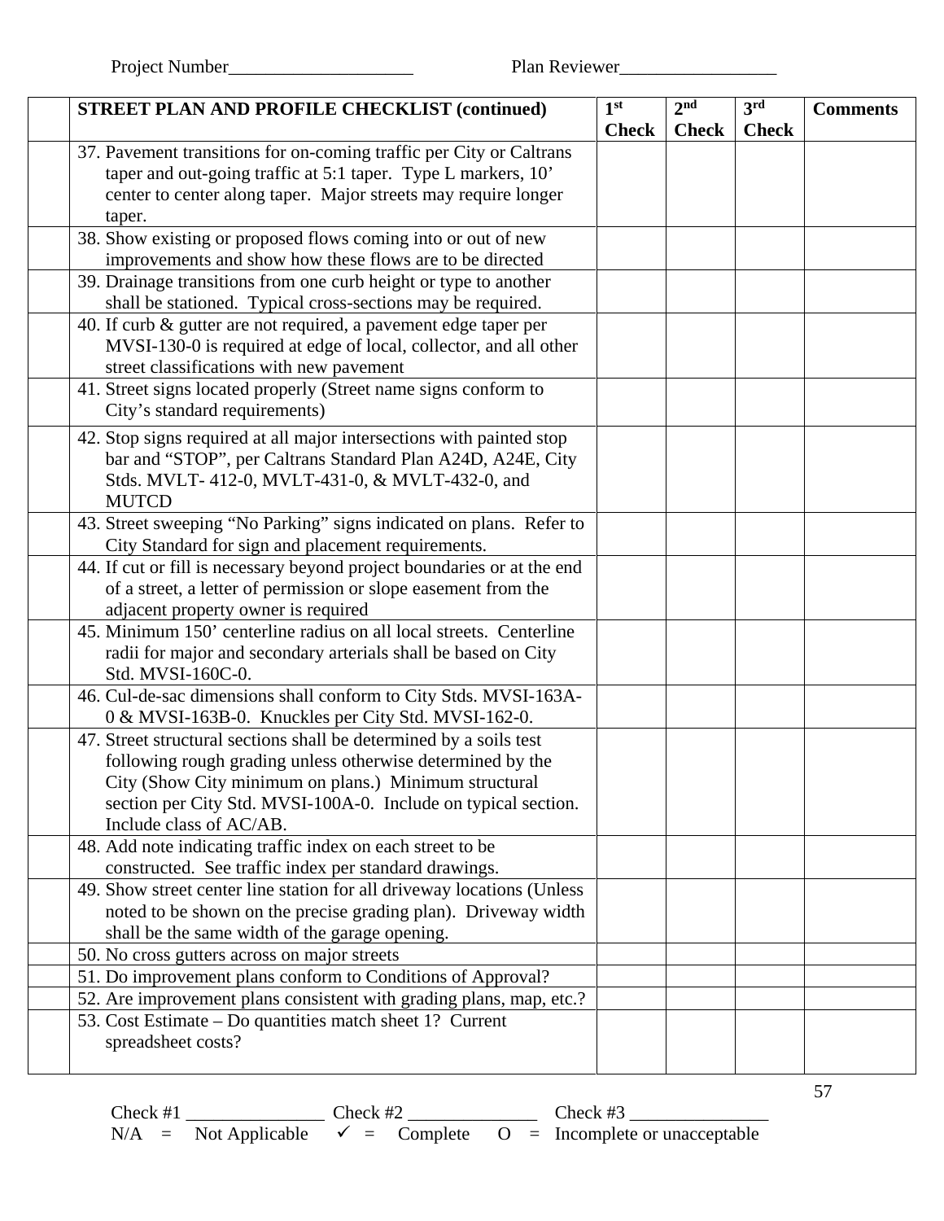Project Number____________________ Plan Reviewer_________________

| | STREET PLAN AND PROFILE CHECKLIST (continued) | 1st Check | 2nd Check | 3rd Check | Comments |
|---|---|---|---|---|---|
| | 37. Pavement transitions for on-coming traffic per City or Caltrans taper and out-going traffic at 5:1 taper. Type L markers, 10' center to center along taper. Major streets may require longer taper. | | | | |
| | 38. Show existing or proposed flows coming into or out of new improvements and show how these flows are to be directed | | | | |
| | 39. Drainage transitions from one curb height or type to another shall be stationed. Typical cross-sections may be required. | | | | |
| | 40. If curb & gutter are not required, a pavement edge taper per MVSI-130-0 is required at edge of local, collector, and all other street classifications with new pavement | | | | |
| | 41. Street signs located properly (Street name signs conform to City's standard requirements) | | | | |
| | 42. Stop signs required at all major intersections with painted stop bar and "STOP", per Caltrans Standard Plan A24D, A24E, City Stds. MVLT- 412-0, MVLT-431-0, & MVLT-432-0, and MUTCD | | | | |
| | 43. Street sweeping "No Parking" signs indicated on plans. Refer to City Standard for sign and placement requirements. | | | | |
| | 44. If cut or fill is necessary beyond project boundaries or at the end of a street, a letter of permission or slope easement from the adjacent property owner is required | | | | |
| | 45. Minimum 150' centerline radius on all local streets. Centerline radii for major and secondary arterials shall be based on City Std. MVSI-160C-0. | | | | |
| | 46. Cul-de-sac dimensions shall conform to City Stds. MVSI-163A-0 & MVSI-163B-0. Knuckles per City Std. MVSI-162-0. | | | | |
| | 47. Street structural sections shall be determined by a soils test following rough grading unless otherwise determined by the City (Show City minimum on plans.) Minimum structural section per City Std. MVSI-100A-0. Include on typical section. Include class of AC/AB. | | | | |
| | 48. Add note indicating traffic index on each street to be constructed. See traffic index per standard drawings. | | | | |
| | 49. Show street center line station for all driveway locations (Unless noted to be shown on the precise grading plan). Driveway width shall be the same width of the garage opening. | | | | |
| | 50. No cross gutters across on major streets | | | | |
| | 51. Do improvement plans conform to Conditions of Approval? | | | | |
| | 52. Are improvement plans consistent with grading plans, map, etc.? | | | | |
| | 53. Cost Estimate – Do quantities match sheet 1? Current spreadsheet costs? | | | | |

Check #1 _______________ Check #2 ______________ Check #3 _______________

N/A = Not Applicable ✓ = Complete O = Incomplete or unacceptable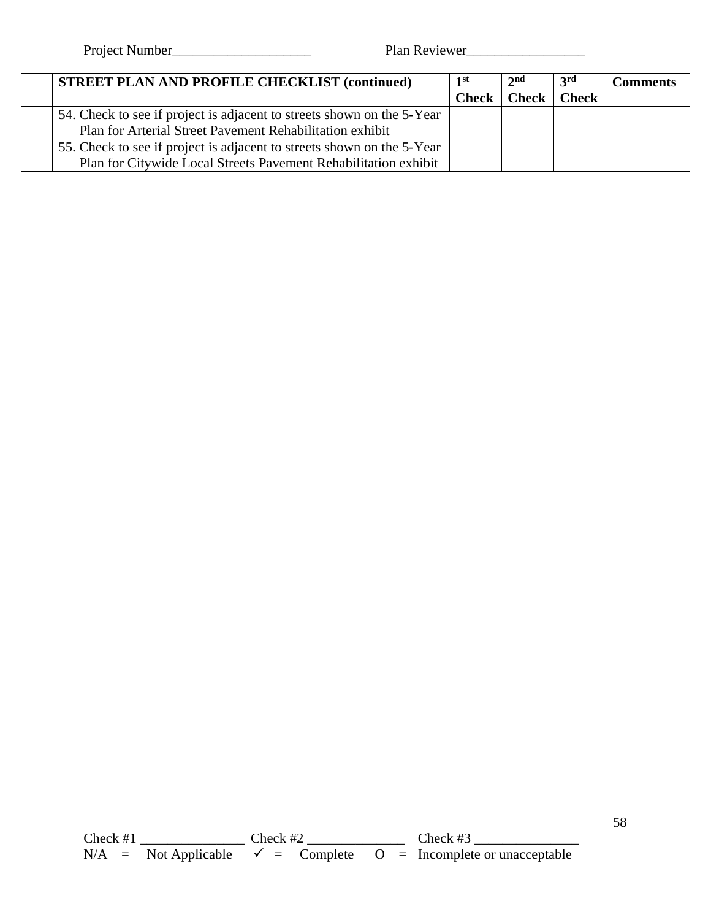Project Number____________________ Plan Reviewer_________________

| | STREET PLAN AND PROFILE CHECKLIST (continued) | 1st Check | 2nd Check | 3rd Check | Comments |
|---|---|---|---|---|---|
| | 54. Check to see if project is adjacent to streets shown on the 5-Year Plan for Arterial Street Pavement Rehabilitation exhibit | | | | |
| | 55. Check to see if project is adjacent to streets shown on the 5-Year Plan for Citywide Local Streets Pavement Rehabilitation exhibit | | | | |

Check #1 _______________ Check #2 ______________ Check #3 _______________

N/A = Not Applicable ✓ = Complete O = Incomplete or unacceptable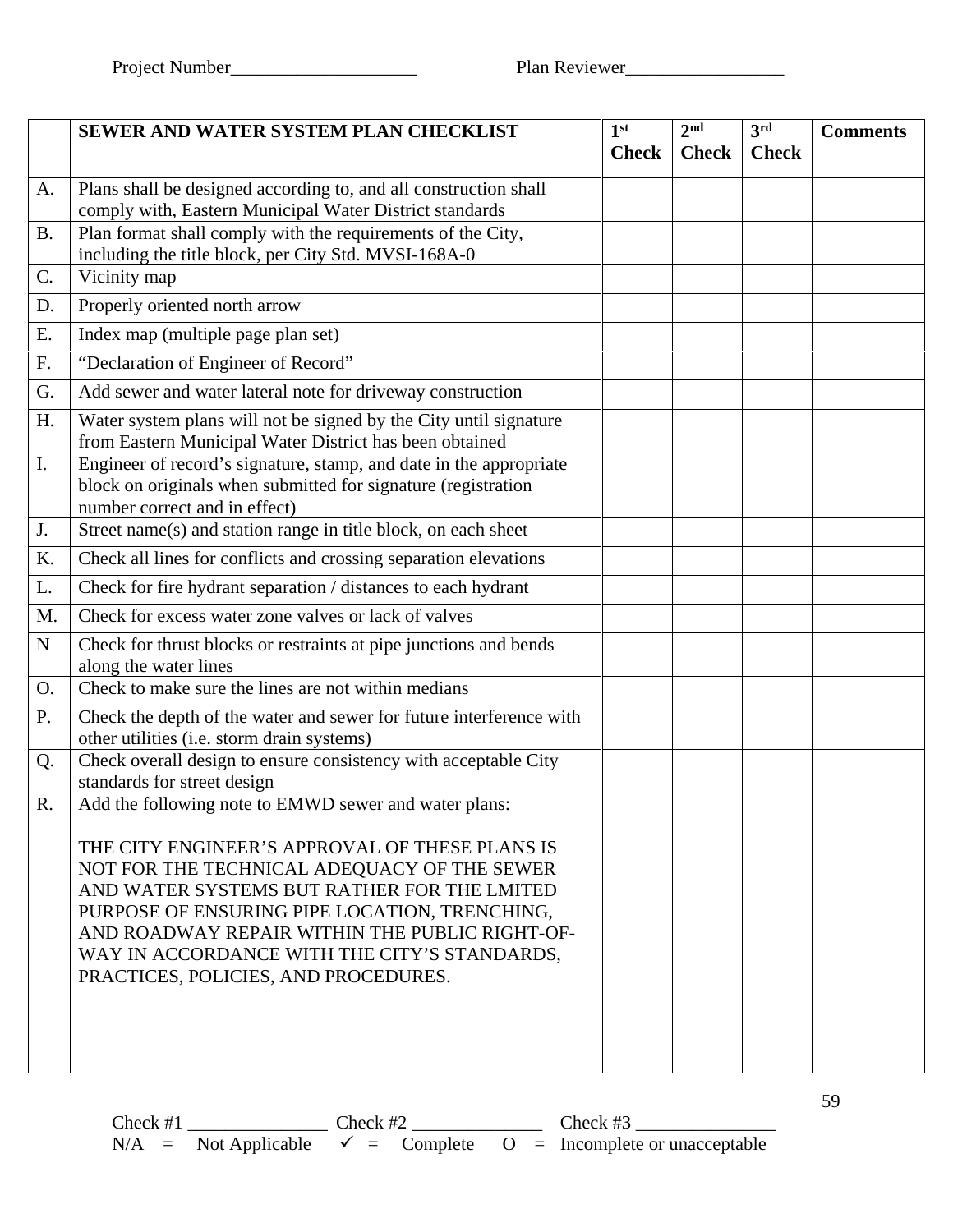Project Number____________________ Plan Reviewer_________________

| | **SEWER AND WATER SYSTEM PLAN CHECKLIST** | **1st Check** | **2nd Check** | **3rd Check** | **Comments** |
|---|---|---|---|---|---|
| A. | Plans shall be designed according to, and all construction shall comply with, Eastern Municipal Water District standards | | | | |
| B. | Plan format shall comply with the requirements of the City, including the title block, per City Std. MVSI-168A-0 | | | | |
| C. | Vicinity map | | | | |
| D. | Properly oriented north arrow | | | | |
| E. | Index map (multiple page plan set) | | | | |
| F. | "Declaration of Engineer of Record" | | | | |
| G. | Add sewer and water lateral note for driveway construction | | | | |
| H. | Water system plans will not be signed by the City until signature from Eastern Municipal Water District has been obtained | | | | |
| I. | Engineer of record's signature, stamp, and date in the appropriate block on originals when submitted for signature (registration number correct and in effect) | | | | |
| J. | Street name(s) and station range in title block, on each sheet | | | | |
| K. | Check all lines for conflicts and crossing separation elevations | | | | |
| L. | Check for fire hydrant separation / distances to each hydrant | | | | |
| M. | Check for excess water zone valves or lack of valves | | | | |
| N | Check for thrust blocks or restraints at pipe junctions and bends along the water lines | | | | |
| O. | Check to make sure the lines are not within medians | | | | |
| P. | Check the depth of the water and sewer for future interference with other utilities (i.e. storm drain systems) | | | | |
| Q. | Check overall design to ensure consistency with acceptable City standards for street design | | | | |
| R. | Add the following note to EMWD sewer and water plans:<br><br>THE CITY ENGINEER'S APPROVAL OF THESE PLANS IS NOT FOR THE TECHNICAL ADEQUACY OF THE SEWER AND WATER SYSTEMS BUT RATHER FOR THE LMITED PURPOSE OF ENSURING PIPE LOCATION, TRENCHING, AND ROADWAY REPAIR WITHIN THE PUBLIC RIGHT-OF-WAY IN ACCORDANCE WITH THE CITY'S STANDARDS, PRACTICES, POLICIES, AND PROCEDURES. | | | | |

Check #1 _______________ Check #2 ______________ Check #3 _______________

N/A = Not Applicable ✓ = Complete O = Incomplete or unacceptable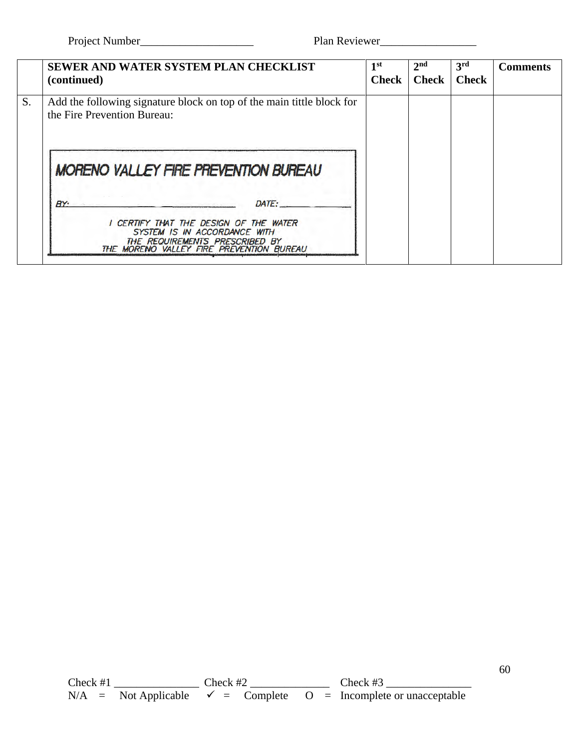Project Number____________________ Plan Reviewer_________________

| | SEWER AND WATER SYSTEM PLAN CHECKLIST (continued) | 1st Check | 2nd Check | 3rd Check | Comments |
|---|---|---|---|---|---|
| S. | Add the following signature block on top of the main tittle block for the Fire Prevention Bureau:<br><br>MORENO VALLEY FIRE PREVENTION BUREAU<br>BY: ____________________ DATE: __________<br>I CERTIFY THAT THE DESIGN OF THE WATER SYSTEM IS IN ACCORDANCE WITH THE REQUIREMENTS PRESCRIBED BY THE MORENO VALLEY FIRE PREVENTION BUREAU | | | | |

Check #1 _______________ Check #2 ______________ Check #3 _______________

N/A = Not Applicable ✓ = Complete O = Incomplete or unacceptable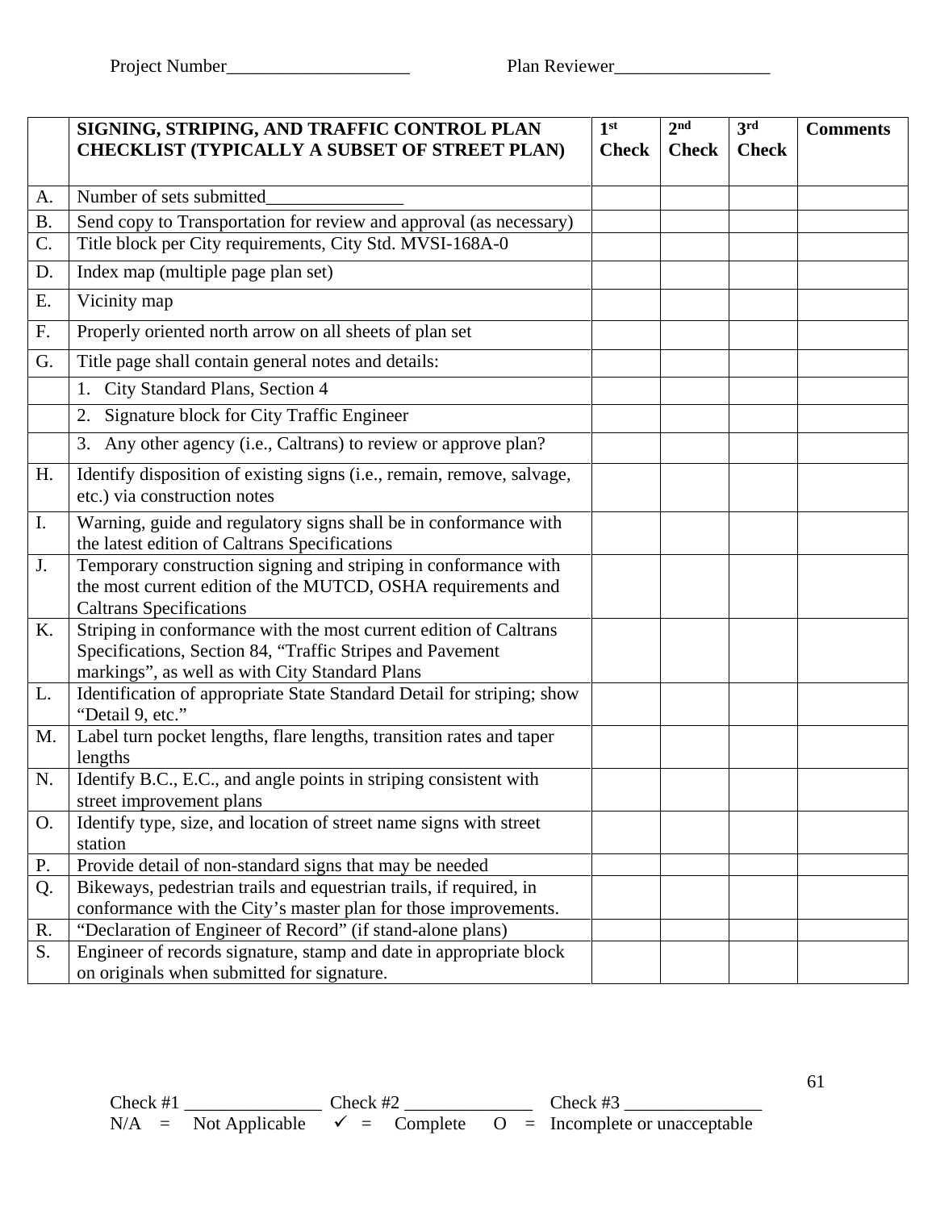Project Number____________________ Plan Reviewer_________________

| | SIGNING, STRIPING, AND TRAFFIC CONTROL PLAN CHECKLIST (TYPICALLY A SUBSET OF STREET PLAN) | 1st Check | 2nd Check | 3rd Check | Comments |
|---|---|---|---|---|---|
| A. | Number of sets submitted_______________ | | | | |
| B. | Send copy to Transportation for review and approval (as necessary) | | | | |
| C. | Title block per City requirements, City Std. MVSI-168A-0 | | | | |
| D. | Index map (multiple page plan set) | | | | |
| E. | Vicinity map | | | | |
| F. | Properly oriented north arrow on all sheets of plan set | | | | |
| G. | Title page shall contain general notes and details: | | | | |
| | 1. City Standard Plans, Section 4 | | | | |
| | 2. Signature block for City Traffic Engineer | | | | |
| | 3. Any other agency (i.e., Caltrans) to review or approve plan? | | | | |
| H. | Identify disposition of existing signs (i.e., remain, remove, salvage, etc.) via construction notes | | | | |
| I. | Warning, guide and regulatory signs shall be in conformance with the latest edition of Caltrans Specifications | | | | |
| J. | Temporary construction signing and striping in conformance with the most current edition of the MUTCD, OSHA requirements and Caltrans Specifications | | | | |
| K. | Striping in conformance with the most current edition of Caltrans Specifications, Section 84, "Traffic Stripes and Pavement markings", as well as with City Standard Plans | | | | |
| L. | Identification of appropriate State Standard Detail for striping; show "Detail 9, etc." | | | | |
| M. | Label turn pocket lengths, flare lengths, transition rates and taper lengths | | | | |
| N. | Identify B.C., E.C., and angle points in striping consistent with street improvement plans | | | | |
| O. | Identify type, size, and location of street name signs with street station | | | | |
| P. | Provide detail of non-standard signs that may be needed | | | | |
| Q. | Bikeways, pedestrian trails and equestrian trails, if required, in conformance with the City's master plan for those improvements. | | | | |
| R. | "Declaration of Engineer of Record" (if stand-alone plans) | | | | |
| S. | Engineer of records signature, stamp and date in appropriate block on originals when submitted for signature. | | | | |

Check #1 _______________ Check #2 ______________ Check #3 _______________

N/A = Not Applicable ✓ = Complete O = Incomplete or unacceptable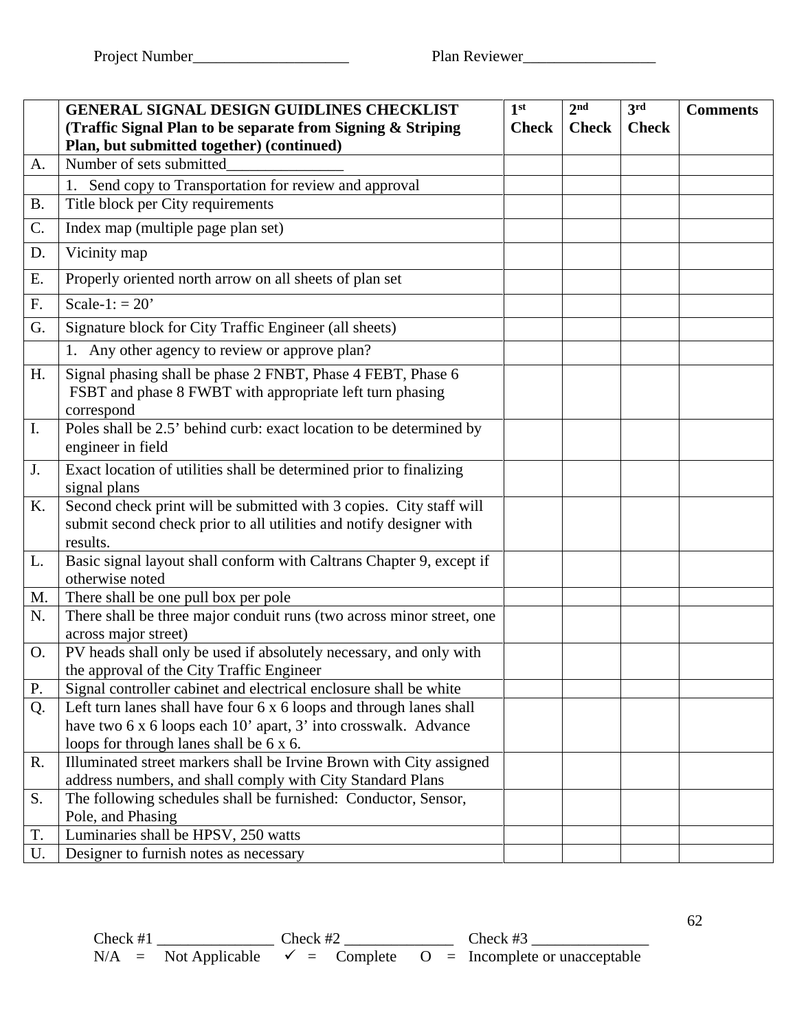Project Number____________________ Plan Reviewer_________________

| | **GENERAL SIGNAL DESIGN GUIDLINES CHECKLIST (Traffic Signal Plan to be separate from Signing & Striping Plan, but submitted together) (continued)** | **1st Check** | **2nd Check** | **3rd Check** | **Comments** |
|---|---|---|---|---|---|
| A. | Number of sets submitted_______________ | | | | |
| | 1. Send copy to Transportation for review and approval | | | | |
| B. | Title block per City requirements | | | | |
| C. | Index map (multiple page plan set) | | | | |
| D. | Vicinity map | | | | |
| E. | Properly oriented north arrow on all sheets of plan set | | | | |
| F. | Scale-1: = 20’ | | | | |
| G. | Signature block for City Traffic Engineer (all sheets) | | | | |
| | 1. Any other agency to review or approve plan? | | | | |
| H. | Signal phasing shall be phase 2 FNBT, Phase 4 FEBT, Phase 6 FSBT and phase 8 FWBT with appropriate left turn phasing correspond | | | | |
| I. | Poles shall be 2.5’ behind curb: exact location to be determined by engineer in field | | | | |
| J. | Exact location of utilities shall be determined prior to finalizing signal plans | | | | |
| K. | Second check print will be submitted with 3 copies. City staff will submit second check prior to all utilities and notify designer with results. | | | | |
| L. | Basic signal layout shall conform with Caltrans Chapter 9, except if otherwise noted | | | | |
| M. | There shall be one pull box per pole | | | | |
| N. | There shall be three major conduit runs (two across minor street, one across major street) | | | | |
| O. | PV heads shall only be used if absolutely necessary, and only with the approval of the City Traffic Engineer | | | | |
| P. | Signal controller cabinet and electrical enclosure shall be white | | | | |
| Q. | Left turn lanes shall have four 6 x 6 loops and through lanes shall have two 6 x 6 loops each 10’ apart, 3’ into crosswalk. Advance loops for through lanes shall be 6 x 6. | | | | |
| R. | Illuminated street markers shall be Irvine Brown with City assigned address numbers, and shall comply with City Standard Plans | | | | |
| S. | The following schedules shall be furnished: Conductor, Sensor, Pole, and Phasing | | | | |
| T. | Luminaries shall be HPSV, 250 watts | | | | |
| U. | Designer to furnish notes as necessary | | | | |

Check #1 _______________ Check #2 ______________ Check #3 _______________

N/A = Not Applicable ✓ = Complete O = Incomplete or unacceptable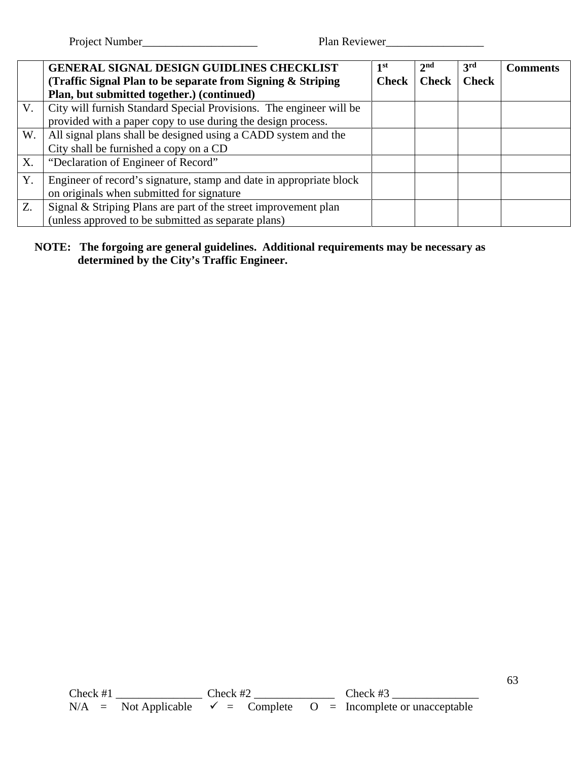Project Number____________________ Plan Reviewer_________________

| | GENERAL SIGNAL DESIGN GUIDLINES CHECKLIST (Traffic Signal Plan to be separate from Signing & Striping Plan, but submitted together.) (continued) | 1st Check | 2nd Check | 3rd Check | Comments |
|---|---|---|---|---|---|
| V. | City will furnish Standard Special Provisions. The engineer will be provided with a paper copy to use during the design process. | | | | |
| W. | All signal plans shall be designed using a CADD system and the City shall be furnished a copy on a CD | | | | |
| X. | "Declaration of Engineer of Record" | | | | |
| Y. | Engineer of record's signature, stamp and date in appropriate block on originals when submitted for signature | | | | |
| Z. | Signal & Striping Plans are part of the street improvement plan (unless approved to be submitted as separate plans) | | | | |

**NOTE: The forgoing are general guidelines. Additional requirements may be necessary as determined by the City's Traffic Engineer.**

Check #1 _______________ Check #2 ______________ Check #3 _______________

N/A = Not Applicable ✓ = Complete O = Incomplete or unacceptable